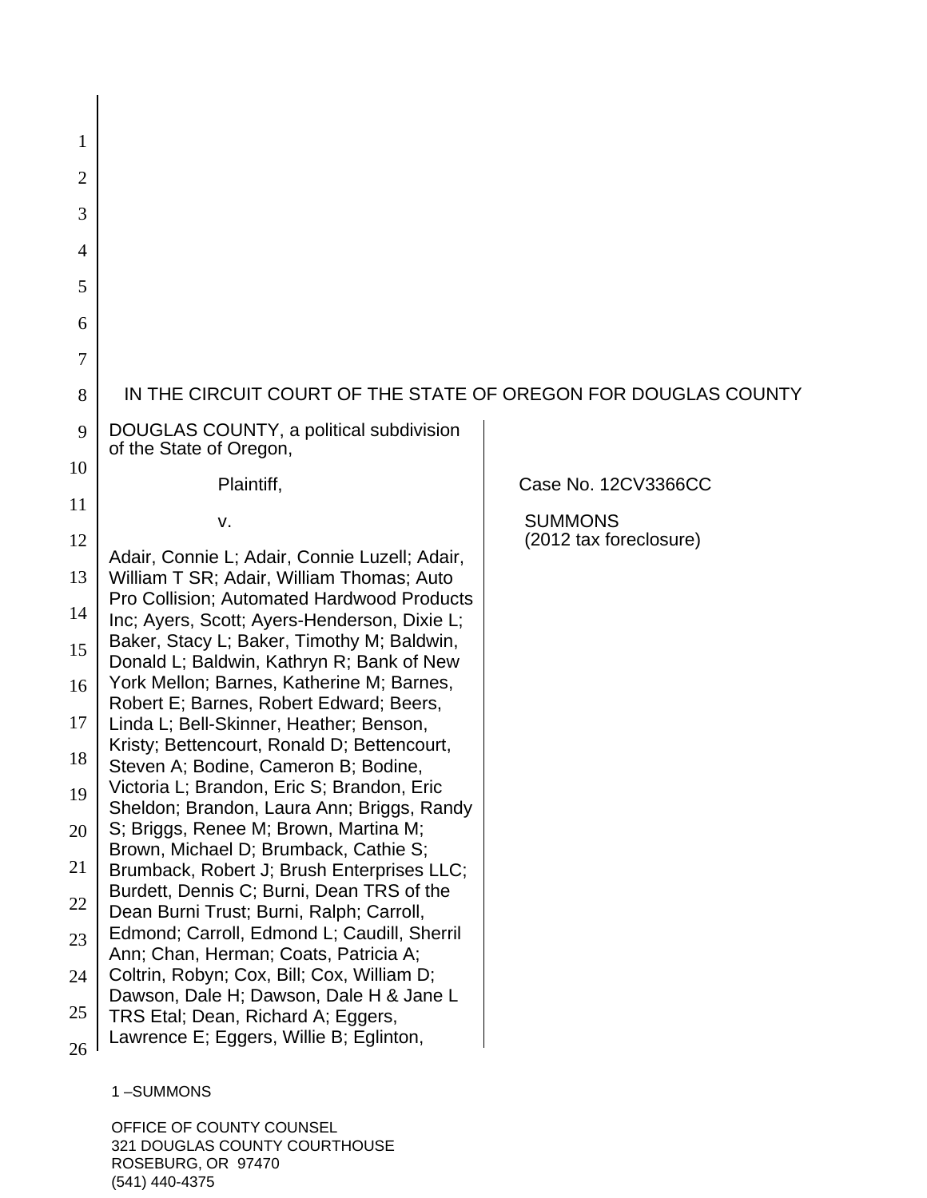IN THE CIRCUIT COURT OF THE STATE OF OREGON FOR DOUGLAS COUNTY

DOUGLAS COUNTY, a political subdivision of the State of Oregon,

Plaintiff,

v.

Adair, Connie L; Adair, Connie Luzell; Adair, William T SR; Adair, William Thomas; Auto Pro Collision; Automated Hardwood Products Inc; Ayers, Scott; Ayers-Henderson, Dixie L; Baker, Stacy L; Baker, Timothy M; Baldwin, Donald L; Baldwin, Kathryn R; Bank of New York Mellon; Barnes, Katherine M; Barnes, Robert E; Barnes, Robert Edward; Beers, Linda L; Bell-Skinner, Heather; Benson, Kristy; Bettencourt, Ronald D; Bettencourt, Steven A; Bodine, Cameron B; Bodine, Victoria L; Brandon, Eric S; Brandon, Eric Sheldon; Brandon, Laura Ann; Briggs, Randy S; Briggs, Renee M; Brown, Martina M; Brown, Michael D; Brumback, Cathie S; Brumback, Robert J; Brush Enterprises LLC; Burdett, Dennis C; Burni, Dean TRS of the Dean Burni Trust; Burni, Ralph; Carroll, Edmond; Carroll, Edmond L; Caudill, Sherril Ann; Chan, Herman; Coats, Patricia A; Coltrin, Robyn; Cox, Bill; Cox, William D; Dawson, Dale H; Dawson, Dale H & Jane L TRS Etal; Dean, Richard A; Eggers, Lawrence E; Eggers, Willie B; Eglinton,

Case No. 12CV3366CC

SUMMONS
(2012 tax foreclosure)

1 –SUMMONS

OFFICE OF COUNTY COUNSEL
321 DOUGLAS COUNTY COURTHOUSE
ROSEBURG, OR 97470
(541) 440-4375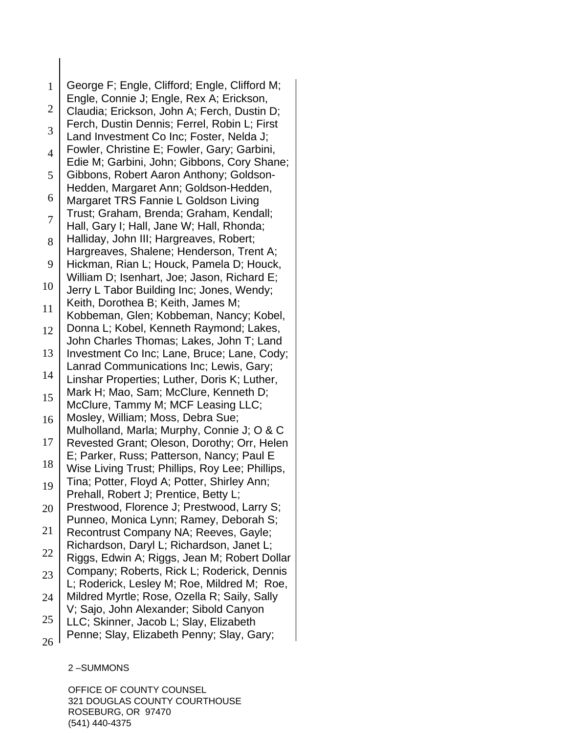George F; Engle, Clifford; Engle, Clifford M; Engle, Connie J; Engle, Rex A; Erickson, Claudia; Erickson, John A; Ferch, Dustin D; Ferch, Dustin Dennis; Ferrel, Robin L; First Land Investment Co Inc; Foster, Nelda J; Fowler, Christine E; Fowler, Gary; Garbini, Edie M; Garbini, John; Gibbons, Cory Shane; Gibbons, Robert Aaron Anthony; Goldson-Hedden, Margaret Ann; Goldson-Hedden, Margaret TRS Fannie L Goldson Living Trust; Graham, Brenda; Graham, Kendall; Hall, Gary I; Hall, Jane W; Hall, Rhonda; Halliday, John III; Hargreaves, Robert; Hargreaves, Shalene; Henderson, Trent A; Hickman, Rian L; Houck, Pamela D; Houck, William D; Isenhart, Joe; Jason, Richard E; Jerry L Tabor Building Inc; Jones, Wendy; Keith, Dorothea B; Keith, James M; Kobbeman, Glen; Kobbeman, Nancy; Kobel, Donna L; Kobel, Kenneth Raymond; Lakes, John Charles Thomas; Lakes, John T; Land Investment Co Inc; Lane, Bruce; Lane, Cody; Lanrad Communications Inc; Lewis, Gary; Linshar Properties; Luther, Doris K; Luther, Mark H; Mao, Sam; McClure, Kenneth D; McClure, Tammy M; MCF Leasing LLC; Mosley, William; Moss, Debra Sue; Mulholland, Marla; Murphy, Connie J; O & C Revested Grant; Oleson, Dorothy; Orr, Helen E; Parker, Russ; Patterson, Nancy; Paul E Wise Living Trust; Phillips, Roy Lee; Phillips, Tina; Potter, Floyd A; Potter, Shirley Ann; Prehall, Robert J; Prentice, Betty L; Prestwood, Florence J; Prestwood, Larry S; Punneo, Monica Lynn; Ramey, Deborah S; Recontrust Company NA; Reeves, Gayle; Richardson, Daryl L; Richardson, Janet L; Riggs, Edwin A; Riggs, Jean M; Robert Dollar Company; Roberts, Rick L; Roderick, Dennis L; Roderick, Lesley M; Roe, Mildred M; Roe, Mildred Myrtle; Rose, Ozella R; Saily, Sally V; Sajo, John Alexander; Sibold Canyon LLC; Skinner, Jacob L; Slay, Elizabeth Penne; Slay, Elizabeth Penny; Slay, Gary;

2 –SUMMONS

OFFICE OF COUNTY COUNSEL
321 DOUGLAS COUNTY COURTHOUSE
ROSEBURG, OR 97470
(541) 440-4375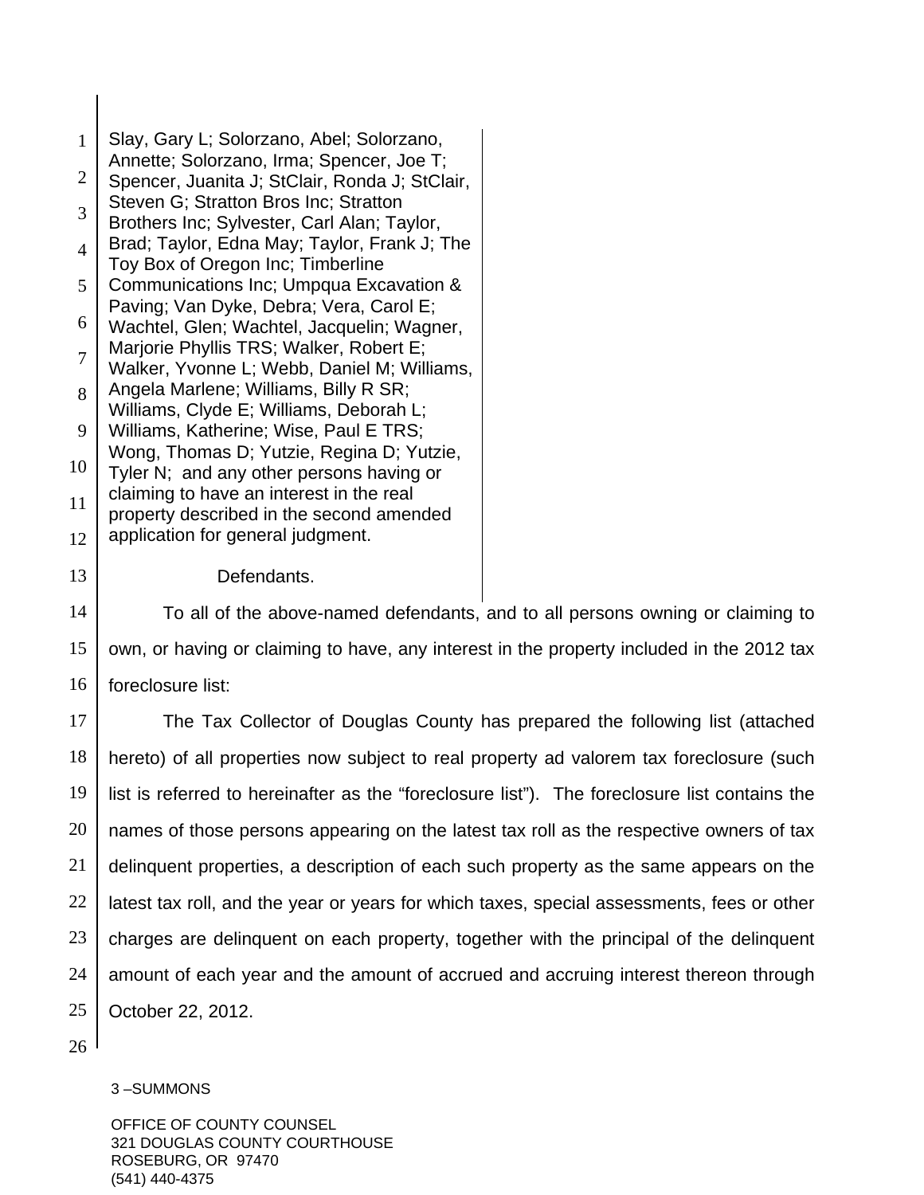Slay, Gary L; Solorzano, Abel; Solorzano, Annette; Solorzano, Irma; Spencer, Joe T; Spencer, Juanita J; StClair, Ronda J; StClair, Steven G; Stratton Bros Inc; Stratton Brothers Inc; Sylvester, Carl Alan; Taylor, Brad; Taylor, Edna May; Taylor, Frank J; The Toy Box of Oregon Inc; Timberline Communications Inc; Umpqua Excavation & Paving; Van Dyke, Debra; Vera, Carol E; Wachtel, Glen; Wachtel, Jacquelin; Wagner, Marjorie Phyllis TRS; Walker, Robert E; Walker, Yvonne L; Webb, Daniel M; Williams, Angela Marlene; Williams, Billy R SR; Williams, Clyde E; Williams, Deborah L; Williams, Katherine; Wise, Paul E TRS; Wong, Thomas D; Yutzie, Regina D; Yutzie, Tyler N; and any other persons having or claiming to have an interest in the real property described in the second amended application for general judgment.

Defendants.

To all of the above-named defendants, and to all persons owning or claiming to own, or having or claiming to have, any interest in the property included in the 2012 tax foreclosure list:

The Tax Collector of Douglas County has prepared the following list (attached hereto) of all properties now subject to real property ad valorem tax foreclosure (such list is referred to hereinafter as the "foreclosure list"). The foreclosure list contains the names of those persons appearing on the latest tax roll as the respective owners of tax delinquent properties, a description of each such property as the same appears on the latest tax roll, and the year or years for which taxes, special assessments, fees or other charges are delinquent on each property, together with the principal of the delinquent amount of each year and the amount of accrued and accruing interest thereon through October 22, 2012.

3 –SUMMONS

OFFICE OF COUNTY COUNSEL
321 DOUGLAS COUNTY COURTHOUSE
ROSEBURG, OR 97470
(541) 440-4375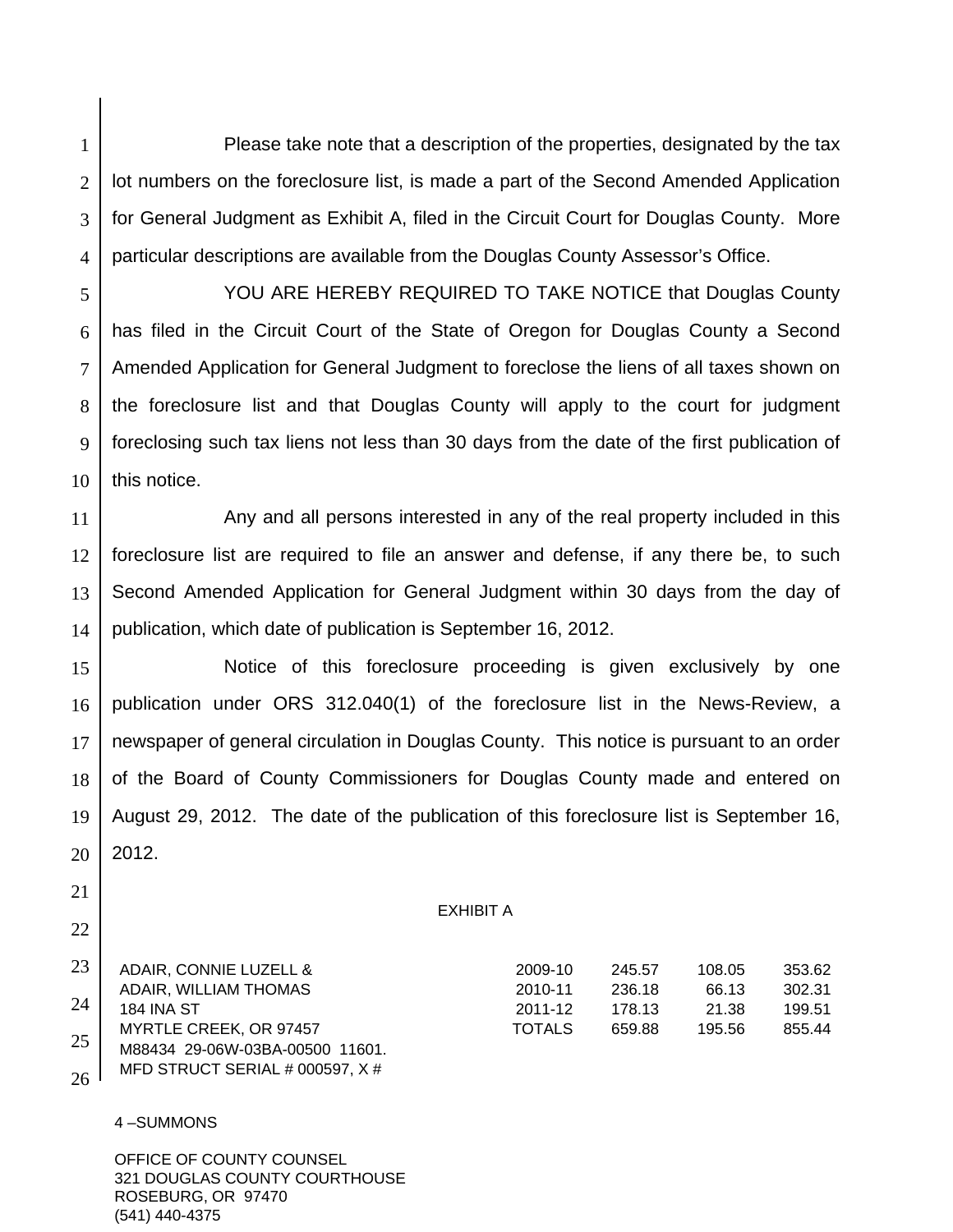Please take note that a description of the properties, designated by the tax lot numbers on the foreclosure list, is made a part of the Second Amended Application for General Judgment as Exhibit A, filed in the Circuit Court for Douglas County. More particular descriptions are available from the Douglas County Assessor's Office.

YOU ARE HEREBY REQUIRED TO TAKE NOTICE that Douglas County has filed in the Circuit Court of the State of Oregon for Douglas County a Second Amended Application for General Judgment to foreclose the liens of all taxes shown on the foreclosure list and that Douglas County will apply to the court for judgment foreclosing such tax liens not less than 30 days from the date of the first publication of this notice.

Any and all persons interested in any of the real property included in this foreclosure list are required to file an answer and defense, if any there be, to such Second Amended Application for General Judgment within 30 days from the day of publication, which date of publication is September 16, 2012.

Notice of this foreclosure proceeding is given exclusively by one publication under ORS 312.040(1) of the foreclosure list in the News-Review, a newspaper of general circulation in Douglas County. This notice is pursuant to an order of the Board of County Commissioners for Douglas County made and entered on August 29, 2012. The date of the publication of this foreclosure list is September 16, 2012.

EXHIBIT A

| | | | | |
|---|---|---|---|---|
| ADAIR, CONNIE LUZELL & | 2009-10 | 245.57 | 108.05 | 353.62 |
| ADAIR, WILLIAM THOMAS | 2010-11 | 236.18 | 66.13 | 302.31 |
| 184 INA ST | 2011-12 | 178.13 | 21.38 | 199.51 |
| MYRTLE CREEK, OR 97457 | TOTALS | 659.88 | 195.56 | 855.44 |
| M88434 29-06W-03BA-00500 11601. | | | | |
| MFD STRUCT SERIAL # 000597, X # | | | | |

4 –SUMMONS

OFFICE OF COUNTY COUNSEL
321 DOUGLAS COUNTY COURTHOUSE
ROSEBURG, OR 97470
(541) 440-4375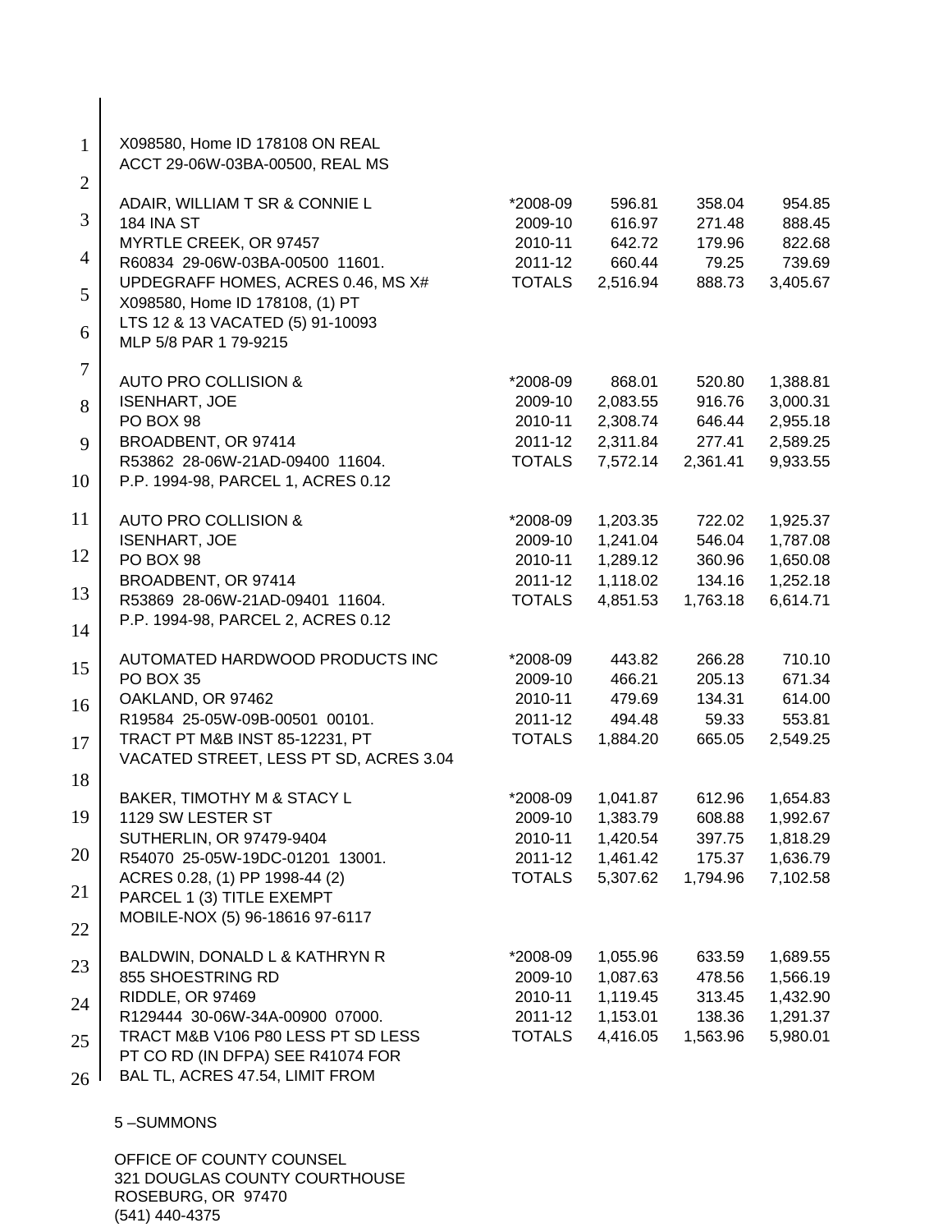X098580, Home ID 178108 ON REAL
ACCT 29-06W-03BA-00500, REAL MS

| | | | | |
|---|---|---|---|---|
| ADAIR, WILLIAM T SR & CONNIE L | *2008-09 | 596.81 | 358.04 | 954.85 |
| 184 INA ST | 2009-10 | 616.97 | 271.48 | 888.45 |
| MYRTLE CREEK, OR 97457 | 2010-11 | 642.72 | 179.96 | 822.68 |
| R60834 29-06W-03BA-00500 11601. | 2011-12 | 660.44 | 79.25 | 739.69 |
| UPDEGRAFF HOMES, ACRES 0.46, MS X# | TOTALS | 2,516.94 | 888.73 | 3,405.67 |
| X098580, Home ID 178108, (1) PT | | | | |
| LTS 12 & 13 VACATED (5) 91-10093 | | | | |
| MLP 5/8 PAR 1 79-9215 | | | | |
| AUTO PRO COLLISION & | *2008-09 | 868.01 | 520.80 | 1,388.81 |
| ISENHART, JOE | 2009-10 | 2,083.55 | 916.76 | 3,000.31 |
| PO BOX 98 | 2010-11 | 2,308.74 | 646.44 | 2,955.18 |
| BROADBENT, OR 97414 | 2011-12 | 2,311.84 | 277.41 | 2,589.25 |
| R53862 28-06W-21AD-09400 11604. | TOTALS | 7,572.14 | 2,361.41 | 9,933.55 |
| P.P. 1994-98, PARCEL 1, ACRES 0.12 | | | | |
| AUTO PRO COLLISION & | *2008-09 | 1,203.35 | 722.02 | 1,925.37 |
| ISENHART, JOE | 2009-10 | 1,241.04 | 546.04 | 1,787.08 |
| PO BOX 98 | 2010-11 | 1,289.12 | 360.96 | 1,650.08 |
| BROADBENT, OR 97414 | 2011-12 | 1,118.02 | 134.16 | 1,252.18 |
| R53869 28-06W-21AD-09401 11604. | TOTALS | 4,851.53 | 1,763.18 | 6,614.71 |
| P.P. 1994-98, PARCEL 2, ACRES 0.12 | | | | |
| AUTOMATED HARDWOOD PRODUCTS INC | *2008-09 | 443.82 | 266.28 | 710.10 |
| PO BOX 35 | 2009-10 | 466.21 | 205.13 | 671.34 |
| OAKLAND, OR 97462 | 2010-11 | 479.69 | 134.31 | 614.00 |
| R19584 25-05W-09B-00501 00101. | 2011-12 | 494.48 | 59.33 | 553.81 |
| TRACT PT M&B INST 85-12231, PT | TOTALS | 1,884.20 | 665.05 | 2,549.25 |
| VACATED STREET, LESS PT SD, ACRES 3.04 | | | | |
| BAKER, TIMOTHY M & STACY L | *2008-09 | 1,041.87 | 612.96 | 1,654.83 |
| 1129 SW LESTER ST | 2009-10 | 1,383.79 | 608.88 | 1,992.67 |
| SUTHERLIN, OR 97479-9404 | 2010-11 | 1,420.54 | 397.75 | 1,818.29 |
| R54070 25-05W-19DC-01201 13001. | 2011-12 | 1,461.42 | 175.37 | 1,636.79 |
| ACRES 0.28, (1) PP 1998-44 (2) | TOTALS | 5,307.62 | 1,794.96 | 7,102.58 |
| PARCEL 1 (3) TITLE EXEMPT | | | | |
| MOBILE-NOX (5) 96-18616 97-6117 | | | | |
| BALDWIN, DONALD L & KATHRYN R | *2008-09 | 1,055.96 | 633.59 | 1,689.55 |
| 855 SHOESTRING RD | 2009-10 | 1,087.63 | 478.56 | 1,566.19 |
| RIDDLE, OR 97469 | 2010-11 | 1,119.45 | 313.45 | 1,432.90 |
| R129444 30-06W-34A-00900 07000. | 2011-12 | 1,153.01 | 138.36 | 1,291.37 |
| TRACT M&B V106 P80 LESS PT SD LESS | TOTALS | 4,416.05 | 1,563.96 | 5,980.01 |
| PT CO RD (IN DFPA) SEE R41074 FOR | | | | |
| BAL TL, ACRES 47.54, LIMIT FROM | | | | |

5 –SUMMONS

OFFICE OF COUNTY COUNSEL
321 DOUGLAS COUNTY COURTHOUSE
ROSEBURG, OR 97470
(541) 440-4375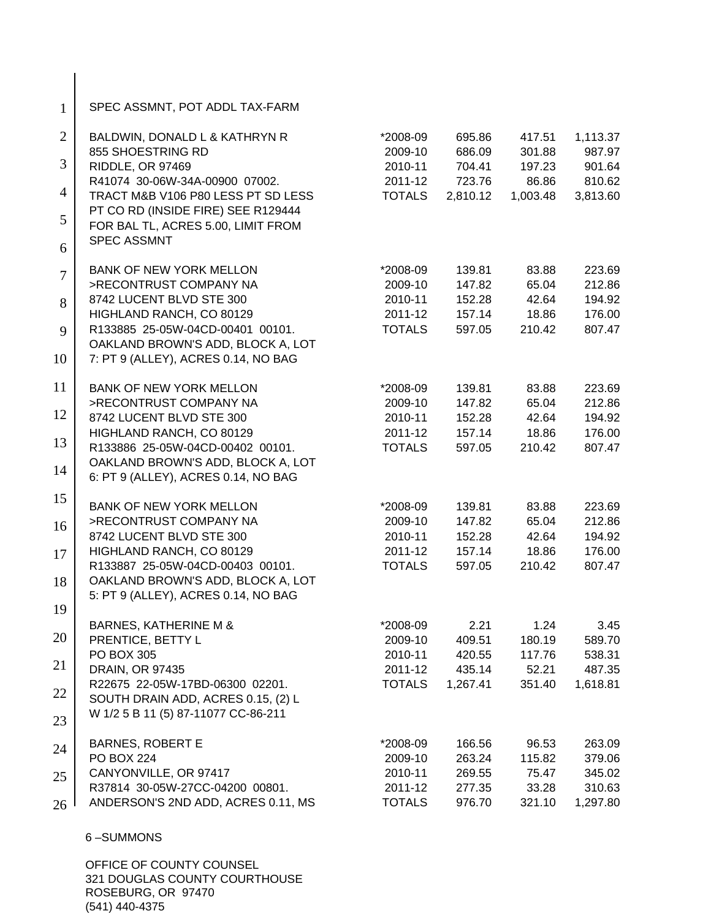SPEC ASSMNT, POT ADDL TAX-FARM

| | | | | |
|---|---|---|---|---|
| BALDWIN, DONALD L & KATHRYN R | *2008-09 | 695.86 | 417.51 | 1,113.37 |
| 855 SHOESTRING RD | 2009-10 | 686.09 | 301.88 | 987.97 |
| RIDDLE, OR 97469 | 2010-11 | 704.41 | 197.23 | 901.64 |
| R41074 30-06W-34A-00900 07002. | 2011-12 | 723.76 | 86.86 | 810.62 |
| TRACT M&B V106 P80 LESS PT SD LESS | TOTALS | 2,810.12 | 1,003.48 | 3,813.60 |
| PT CO RD (INSIDE FIRE) SEE R129444 | | | | |
| FOR BAL TL, ACRES 5.00, LIMIT FROM | | | | |
| SPEC ASSMNT | | | | |
| | | | | |
| BANK OF NEW YORK MELLON | *2008-09 | 139.81 | 83.88 | 223.69 |
| >RECONTRUST COMPANY NA | 2009-10 | 147.82 | 65.04 | 212.86 |
| 8742 LUCENT BLVD STE 300 | 2010-11 | 152.28 | 42.64 | 194.92 |
| HIGHLAND RANCH, CO 80129 | 2011-12 | 157.14 | 18.86 | 176.00 |
| R133885 25-05W-04CD-00401 00101. | TOTALS | 597.05 | 210.42 | 807.47 |
| OAKLAND BROWN'S ADD, BLOCK A, LOT | | | | |
| 7: PT 9 (ALLEY), ACRES 0.14, NO BAG | | | | |
| | | | | |
| BANK OF NEW YORK MELLON | *2008-09 | 139.81 | 83.88 | 223.69 |
| >RECONTRUST COMPANY NA | 2009-10 | 147.82 | 65.04 | 212.86 |
| 8742 LUCENT BLVD STE 300 | 2010-11 | 152.28 | 42.64 | 194.92 |
| HIGHLAND RANCH, CO 80129 | 2011-12 | 157.14 | 18.86 | 176.00 |
| R133886 25-05W-04CD-00402 00101. | TOTALS | 597.05 | 210.42 | 807.47 |
| OAKLAND BROWN'S ADD, BLOCK A, LOT | | | | |
| 6: PT 9 (ALLEY), ACRES 0.14, NO BAG | | | | |
| | | | | |
| BANK OF NEW YORK MELLON | *2008-09 | 139.81 | 83.88 | 223.69 |
| >RECONTRUST COMPANY NA | 2009-10 | 147.82 | 65.04 | 212.86 |
| 8742 LUCENT BLVD STE 300 | 2010-11 | 152.28 | 42.64 | 194.92 |
| HIGHLAND RANCH, CO 80129 | 2011-12 | 157.14 | 18.86 | 176.00 |
| R133887 25-05W-04CD-00403 00101. | TOTALS | 597.05 | 210.42 | 807.47 |
| OAKLAND BROWN'S ADD, BLOCK A, LOT | | | | |
| 5: PT 9 (ALLEY), ACRES 0.14, NO BAG | | | | |
| | | | | |
| BARNES, KATHERINE M & | *2008-09 | 2.21 | 1.24 | 3.45 |
| PRENTICE, BETTY L | 2009-10 | 409.51 | 180.19 | 589.70 |
| PO BOX 305 | 2010-11 | 420.55 | 117.76 | 538.31 |
| DRAIN, OR 97435 | 2011-12 | 435.14 | 52.21 | 487.35 |
| R22675 22-05W-17BD-06300 02201. | TOTALS | 1,267.41 | 351.40 | 1,618.81 |
| SOUTH DRAIN ADD, ACRES 0.15, (2) L | | | | |
| W 1/2 5 B 11 (5) 87-11077 CC-86-211 | | | | |
| | | | | |
| BARNES, ROBERT E | *2008-09 | 166.56 | 96.53 | 263.09 |
| PO BOX 224 | 2009-10 | 263.24 | 115.82 | 379.06 |
| CANYONVILLE, OR 97417 | 2010-11 | 269.55 | 75.47 | 345.02 |
| R37814 30-05W-27CC-04200 00801. | 2011-12 | 277.35 | 33.28 | 310.63 |
| ANDERSON'S 2ND ADD, ACRES 0.11, MS | TOTALS | 976.70 | 321.10 | 1,297.80 |

6 –SUMMONS

OFFICE OF COUNTY COUNSEL
321 DOUGLAS COUNTY COURTHOUSE
ROSEBURG, OR 97470
(541) 440-4375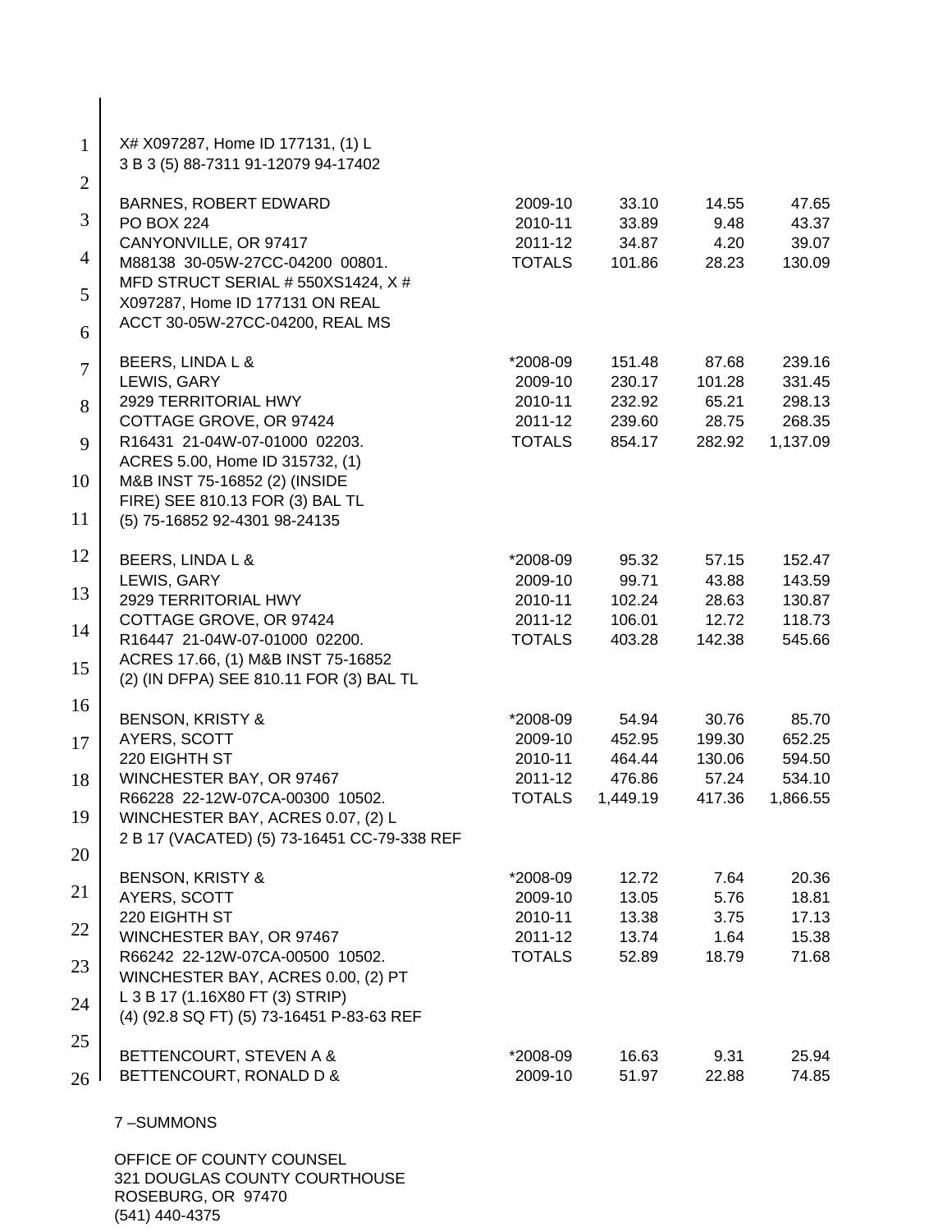X# X097287, Home ID 177131, (1) L
3 B 3 (5) 88-7311 91-12079 94-17402

| | | | | |
|---|---|---|---|---|
| BARNES, ROBERT EDWARD | 2009-10 | 33.10 | 14.55 | 47.65 |
| PO BOX 224 | 2010-11 | 33.89 | 9.48 | 43.37 |
| CANYONVILLE, OR 97417 | 2011-12 | 34.87 | 4.20 | 39.07 |
| M88138 30-05W-27CC-04200 00801. | TOTALS | 101.86 | 28.23 | 130.09 |
| MFD STRUCT SERIAL # 550XS1424, X # X097287, Home ID 177131 ON REAL ACCT 30-05W-27CC-04200, REAL MS | | | | |
| BEERS, LINDA L & | *2008-09 | 151.48 | 87.68 | 239.16 |
| LEWIS, GARY | 2009-10 | 230.17 | 101.28 | 331.45 |
| 2929 TERRITORIAL HWY | 2010-11 | 232.92 | 65.21 | 298.13 |
| COTTAGE GROVE, OR 97424 | 2011-12 | 239.60 | 28.75 | 268.35 |
| R16431 21-04W-07-01000 02203. | TOTALS | 854.17 | 282.92 | 1,137.09 |
| ACRES 5.00, Home ID 315732, (1) M&B INST 75-16852 (2) (INSIDE FIRE) SEE 810.13 FOR (3) BAL TL (5) 75-16852 92-4301 98-24135 | | | | |
| BEERS, LINDA L & | *2008-09 | 95.32 | 57.15 | 152.47 |
| LEWIS, GARY | 2009-10 | 99.71 | 43.88 | 143.59 |
| 2929 TERRITORIAL HWY | 2010-11 | 102.24 | 28.63 | 130.87 |
| COTTAGE GROVE, OR 97424 | 2011-12 | 106.01 | 12.72 | 118.73 |
| R16447 21-04W-07-01000 02200. | TOTALS | 403.28 | 142.38 | 545.66 |
| ACRES 17.66, (1) M&B INST 75-16852 (2) (IN DFPA) SEE 810.11 FOR (3) BAL TL | | | | |
| BENSON, KRISTY & | *2008-09 | 54.94 | 30.76 | 85.70 |
| AYERS, SCOTT | 2009-10 | 452.95 | 199.30 | 652.25 |
| 220 EIGHTH ST | 2010-11 | 464.44 | 130.06 | 594.50 |
| WINCHESTER BAY, OR 97467 | 2011-12 | 476.86 | 57.24 | 534.10 |
| R66228 22-12W-07CA-00300 10502. | TOTALS | 1,449.19 | 417.36 | 1,866.55 |
| WINCHESTER BAY, ACRES 0.07, (2) L 2 B 17 (VACATED) (5) 73-16451 CC-79-338 REF | | | | |
| BENSON, KRISTY & | *2008-09 | 12.72 | 7.64 | 20.36 |
| AYERS, SCOTT | 2009-10 | 13.05 | 5.76 | 18.81 |
| 220 EIGHTH ST | 2010-11 | 13.38 | 3.75 | 17.13 |
| WINCHESTER BAY, OR 97467 | 2011-12 | 13.74 | 1.64 | 15.38 |
| R66242 22-12W-07CA-00500 10502. | TOTALS | 52.89 | 18.79 | 71.68 |
| WINCHESTER BAY, ACRES 0.00, (2) PT L 3 B 17 (1.16X80 FT (3) STRIP) (4) (92.8 SQ FT) (5) 73-16451 P-83-63 REF | | | | |
| BETTENCOURT, STEVEN A & | *2008-09 | 16.63 | 9.31 | 25.94 |
| BETTENCOURT, RONALD D & | 2009-10 | 51.97 | 22.88 | 74.85 |

7 –SUMMONS

OFFICE OF COUNTY COUNSEL
321 DOUGLAS COUNTY COURTHOUSE
ROSEBURG, OR 97470
(541) 440-4375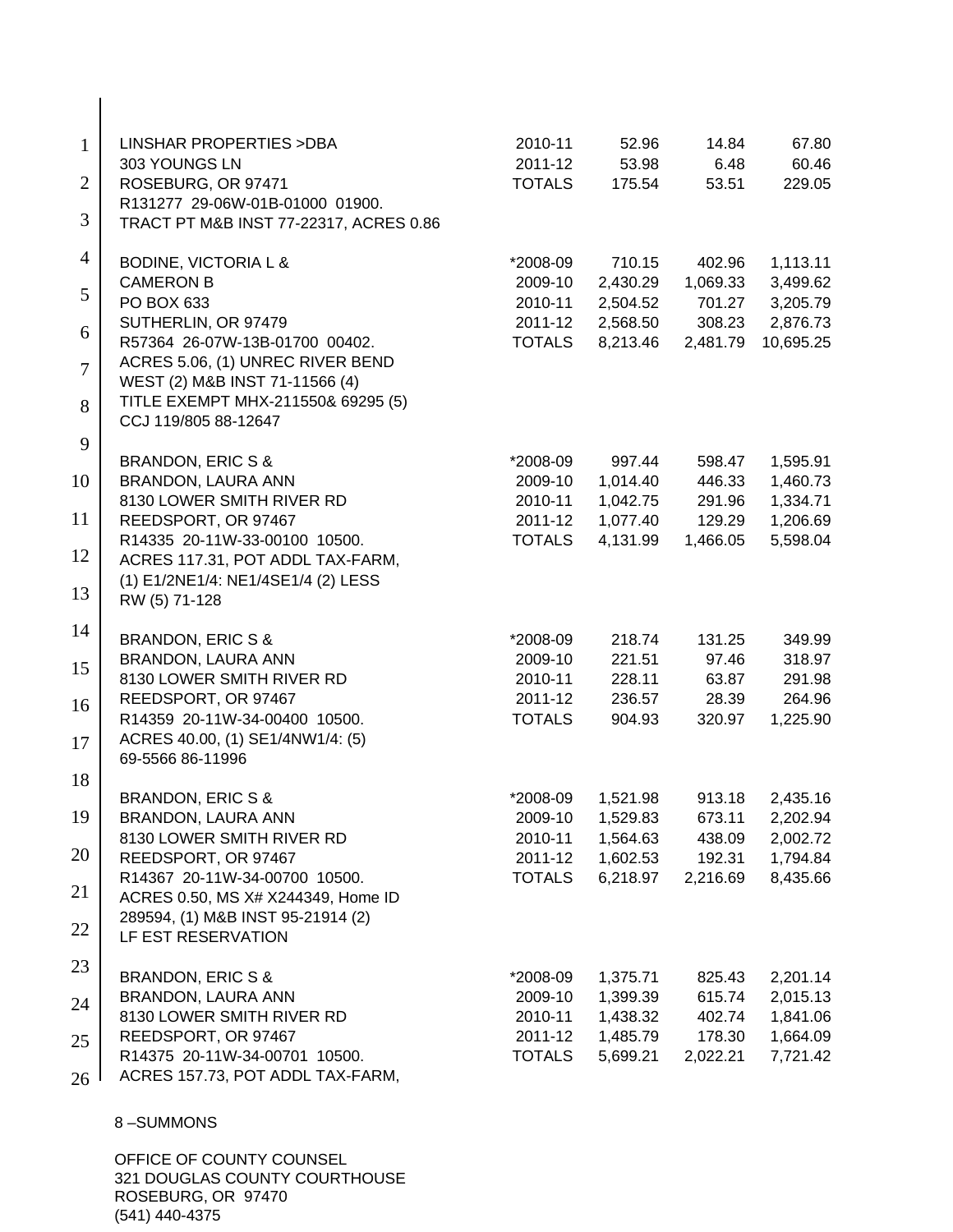| | Year | Tax | Interest | Total |
|---|---|---|---|---|
| LINSHAR PROPERTIES >DBA | 2010-11 | 52.96 | 14.84 | 67.80 |
| 303 YOUNGS LN | 2011-12 | 53.98 | 6.48 | 60.46 |
| ROSEBURG, OR 97471 | TOTALS | 175.54 | 53.51 | 229.05 |
| R131277 29-06W-01B-01000 01900. | | | | |
| TRACT PT M&B INST 77-22317, ACRES 0.86 | | | | |
| | | | | |
| BODINE, VICTORIA L & | *2008-09 | 710.15 | 402.96 | 1,113.11 |
| CAMERON B | 2009-10 | 2,430.29 | 1,069.33 | 3,499.62 |
| PO BOX 633 | 2010-11 | 2,504.52 | 701.27 | 3,205.79 |
| SUTHERLIN, OR 97479 | 2011-12 | 2,568.50 | 308.23 | 2,876.73 |
| R57364 26-07W-13B-01700 00402. | TOTALS | 8,213.46 | 2,481.79 | 10,695.25 |
| ACRES 5.06, (1) UNREC RIVER BEND | | | | |
| WEST (2) M&B INST 71-11566 (4) | | | | |
| TITLE EXEMPT MHX-211550& 69295 (5) | | | | |
| CCJ 119/805 88-12647 | | | | |
| | | | | |
| BRANDON, ERIC S & | *2008-09 | 997.44 | 598.47 | 1,595.91 |
| BRANDON, LAURA ANN | 2009-10 | 1,014.40 | 446.33 | 1,460.73 |
| 8130 LOWER SMITH RIVER RD | 2010-11 | 1,042.75 | 291.96 | 1,334.71 |
| REEDSPORT, OR 97467 | 2011-12 | 1,077.40 | 129.29 | 1,206.69 |
| R14335 20-11W-33-00100 10500. | TOTALS | 4,131.99 | 1,466.05 | 5,598.04 |
| ACRES 117.31, POT ADDL TAX-FARM, | | | | |
| (1) E1/2NE1/4: NE1/4SE1/4 (2) LESS | | | | |
| RW (5) 71-128 | | | | |
| | | | | |
| BRANDON, ERIC S & | *2008-09 | 218.74 | 131.25 | 349.99 |
| BRANDON, LAURA ANN | 2009-10 | 221.51 | 97.46 | 318.97 |
| 8130 LOWER SMITH RIVER RD | 2010-11 | 228.11 | 63.87 | 291.98 |
| REEDSPORT, OR 97467 | 2011-12 | 236.57 | 28.39 | 264.96 |
| R14359 20-11W-34-00400 10500. | TOTALS | 904.93 | 320.97 | 1,225.90 |
| ACRES 40.00, (1) SE1/4NW1/4: (5) | | | | |
| 69-5566 86-11996 | | | | |
| | | | | |
| BRANDON, ERIC S & | *2008-09 | 1,521.98 | 913.18 | 2,435.16 |
| BRANDON, LAURA ANN | 2009-10 | 1,529.83 | 673.11 | 2,202.94 |
| 8130 LOWER SMITH RIVER RD | 2010-11 | 1,564.63 | 438.09 | 2,002.72 |
| REEDSPORT, OR 97467 | 2011-12 | 1,602.53 | 192.31 | 1,794.84 |
| R14367 20-11W-34-00700 10500. | TOTALS | 6,218.97 | 2,216.69 | 8,435.66 |
| ACRES 0.50, MS X# X244349, Home ID | | | | |
| 289594, (1) M&B INST 95-21914 (2) | | | | |
| LF EST RESERVATION | | | | |
| | | | | |
| BRANDON, ERIC S & | *2008-09 | 1,375.71 | 825.43 | 2,201.14 |
| BRANDON, LAURA ANN | 2009-10 | 1,399.39 | 615.74 | 2,015.13 |
| 8130 LOWER SMITH RIVER RD | 2010-11 | 1,438.32 | 402.74 | 1,841.06 |
| REEDSPORT, OR 97467 | 2011-12 | 1,485.79 | 178.30 | 1,664.09 |
| R14375 20-11W-34-00701 10500. | TOTALS | 5,699.21 | 2,022.21 | 7,721.42 |
| ACRES 157.73, POT ADDL TAX-FARM, | | | | |

8 –SUMMONS

OFFICE OF COUNTY COUNSEL
321 DOUGLAS COUNTY COURTHOUSE
ROSEBURG, OR 97470
(541) 440-4375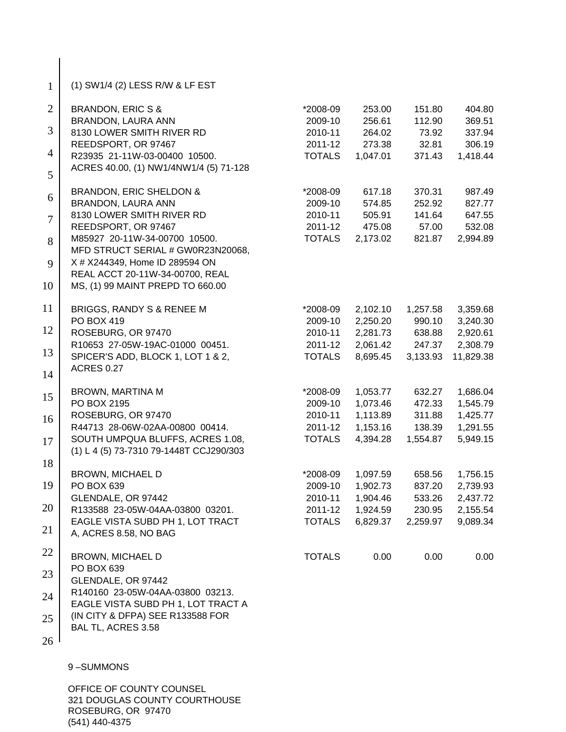(1) SW1/4 (2) LESS R/W & LF EST

| | | | | |
|---|---|---|---|---|
| BRANDON, ERIC S & | *2008-09 | 253.00 | 151.80 | 404.80 |
| BRANDON, LAURA ANN | 2009-10 | 256.61 | 112.90 | 369.51 |
| 8130 LOWER SMITH RIVER RD | 2010-11 | 264.02 | 73.92 | 337.94 |
| REEDSPORT, OR 97467 | 2011-12 | 273.38 | 32.81 | 306.19 |
| R23935 21-11W-03-00400 10500. | TOTALS | 1,047.01 | 371.43 | 1,418.44 |
| ACRES 40.00, (1) NW1/4NW1/4 (5) 71-128 | | | | |
| BRANDON, ERIC SHELDON & | *2008-09 | 617.18 | 370.31 | 987.49 |
| BRANDON, LAURA ANN | 2009-10 | 574.85 | 252.92 | 827.77 |
| 8130 LOWER SMITH RIVER RD | 2010-11 | 505.91 | 141.64 | 647.55 |
| REEDSPORT, OR 97467 | 2011-12 | 475.08 | 57.00 | 532.08 |
| M85927 20-11W-34-00700 10500. | TOTALS | 2,173.02 | 821.87 | 2,994.89 |
| MFD STRUCT SERIAL # GW0R23N20068, X # X244349, Home ID 289594 ON REAL ACCT 20-11W-34-00700, REAL MS, (1) 99 MAINT PREPD TO 660.00 | | | | |
| BRIGGS, RANDY S & RENEE M | *2008-09 | 2,102.10 | 1,257.58 | 3,359.68 |
| PO BOX 419 | 2009-10 | 2,250.20 | 990.10 | 3,240.30 |
| ROSEBURG, OR 97470 | 2010-11 | 2,281.73 | 638.88 | 2,920.61 |
| R10653 27-05W-19AC-01000 00451. | 2011-12 | 2,061.42 | 247.37 | 2,308.79 |
| SPICER'S ADD, BLOCK 1, LOT 1 & 2, | TOTALS | 8,695.45 | 3,133.93 | 11,829.38 |
| ACRES 0.27 | | | | |
| BROWN, MARTINA M | *2008-09 | 1,053.77 | 632.27 | 1,686.04 |
| PO BOX 2195 | 2009-10 | 1,073.46 | 472.33 | 1,545.79 |
| ROSEBURG, OR 97470 | 2010-11 | 1,113.89 | 311.88 | 1,425.77 |
| R44713 28-06W-02AA-00800 00414. | 2011-12 | 1,153.16 | 138.39 | 1,291.55 |
| SOUTH UMPQUA BLUFFS, ACRES 1.08, | TOTALS | 4,394.28 | 1,554.87 | 5,949.15 |
| (1) L 4 (5) 73-7310 79-1448T CCJ290/303 | | | | |
| BROWN, MICHAEL D | *2008-09 | 1,097.59 | 658.56 | 1,756.15 |
| PO BOX 639 | 2009-10 | 1,902.73 | 837.20 | 2,739.93 |
| GLENDALE, OR 97442 | 2010-11 | 1,904.46 | 533.26 | 2,437.72 |
| R133588 23-05W-04AA-03800 03201. | 2011-12 | 1,924.59 | 230.95 | 2,155.54 |
| EAGLE VISTA SUBD PH 1, LOT TRACT | TOTALS | 6,829.37 | 2,259.97 | 9,089.34 |
| A, ACRES 8.58, NO BAG | | | | |
| BROWN, MICHAEL D | TOTALS | 0.00 | 0.00 | 0.00 |
| PO BOX 639 | | | | |
| GLENDALE, OR 97442 | | | | |
| R140160 23-05W-04AA-03800 03213. | | | | |
| EAGLE VISTA SUBD PH 1, LOT TRACT A (IN CITY & DFPA) SEE R133588 FOR BAL TL, ACRES 3.58 | | | | |

9 –SUMMONS

OFFICE OF COUNTY COUNSEL
321 DOUGLAS COUNTY COURTHOUSE
ROSEBURG, OR 97470
(541) 440-4375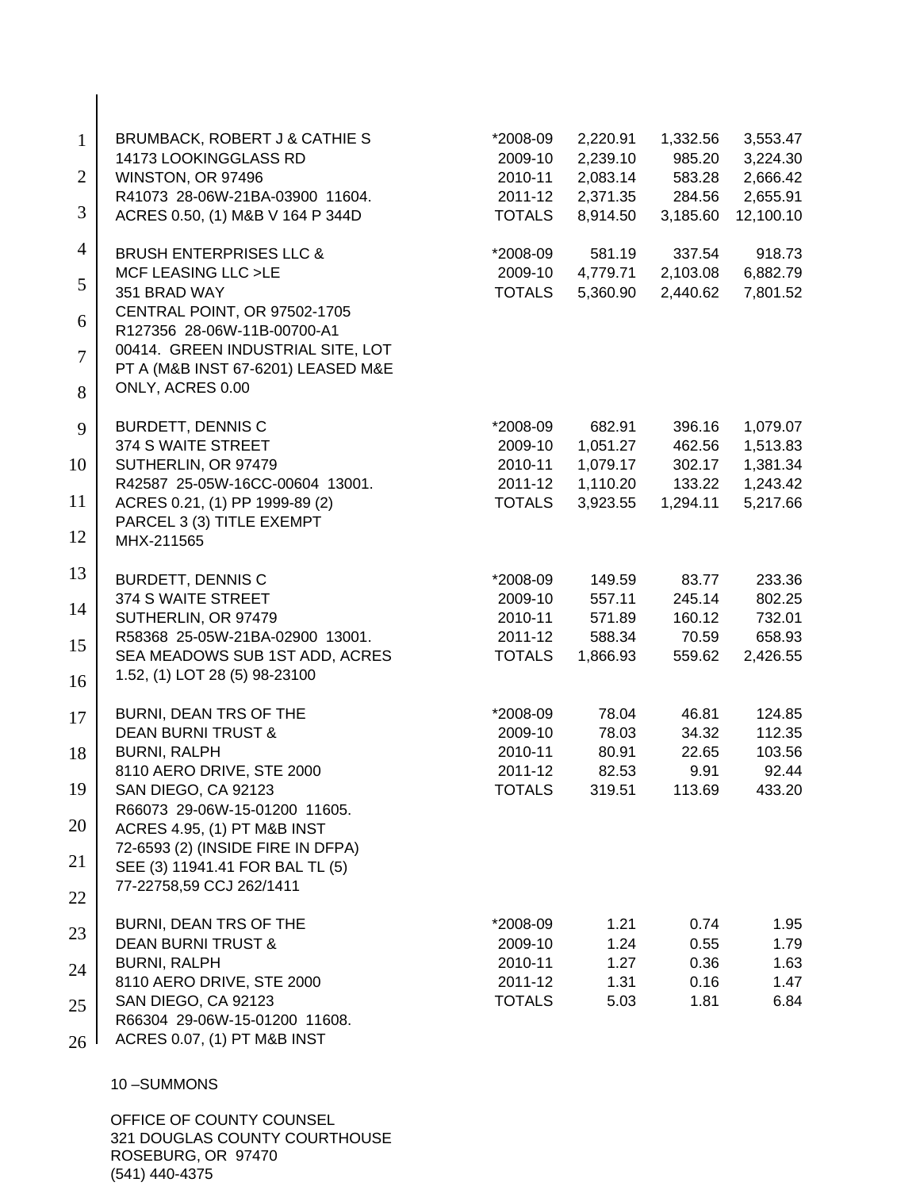| | | | | |
|---|---|---|---|---|
| BRUMBACK, ROBERT J & CATHIE S | *2008-09 | 2,220.91 | 1,332.56 | 3,553.47 |
| 14173 LOOKINGGLASS RD | 2009-10 | 2,239.10 | 985.20 | 3,224.30 |
| WINSTON, OR 97496 | 2010-11 | 2,083.14 | 583.28 | 2,666.42 |
| R41073 28-06W-21BA-03900 11604. | 2011-12 | 2,371.35 | 284.56 | 2,655.91 |
| ACRES 0.50, (1) M&B V 164 P 344D | TOTALS | 8,914.50 | 3,185.60 | 12,100.10 |
| | | | | |
| BRUSH ENTERPRISES LLC & | *2008-09 | 581.19 | 337.54 | 918.73 |
| MCF LEASING LLC >LE | 2009-10 | 4,779.71 | 2,103.08 | 6,882.79 |
| 351 BRAD WAY | TOTALS | 5,360.90 | 2,440.62 | 7,801.52 |
| CENTRAL POINT, OR 97502-1705 | | | | |
| R127356 28-06W-11B-00700-A1 | | | | |
| 00414. GREEN INDUSTRIAL SITE, LOT | | | | |
| PT A (M&B INST 67-6201) LEASED M&E | | | | |
| ONLY, ACRES 0.00 | | | | |
| | | | | |
| BURDETT, DENNIS C | *2008-09 | 682.91 | 396.16 | 1,079.07 |
| 374 S WAITE STREET | 2009-10 | 1,051.27 | 462.56 | 1,513.83 |
| SUTHERLIN, OR 97479 | 2010-11 | 1,079.17 | 302.17 | 1,381.34 |
| R42587 25-05W-16CC-00604 13001. | 2011-12 | 1,110.20 | 133.22 | 1,243.42 |
| ACRES 0.21, (1) PP 1999-89 (2) | TOTALS | 3,923.55 | 1,294.11 | 5,217.66 |
| PARCEL 3 (3) TITLE EXEMPT | | | | |
| MHX-211565 | | | | |
| | | | | |
| BURDETT, DENNIS C | *2008-09 | 149.59 | 83.77 | 233.36 |
| 374 S WAITE STREET | 2009-10 | 557.11 | 245.14 | 802.25 |
| SUTHERLIN, OR 97479 | 2010-11 | 571.89 | 160.12 | 732.01 |
| R58368 25-05W-21BA-02900 13001. | 2011-12 | 588.34 | 70.59 | 658.93 |
| SEA MEADOWS SUB 1ST ADD, ACRES | TOTALS | 1,866.93 | 559.62 | 2,426.55 |
| 1.52, (1) LOT 28 (5) 98-23100 | | | | |
| | | | | |
| BURNI, DEAN TRS OF THE | *2008-09 | 78.04 | 46.81 | 124.85 |
| DEAN BURNI TRUST & | 2009-10 | 78.03 | 34.32 | 112.35 |
| BURNI, RALPH | 2010-11 | 80.91 | 22.65 | 103.56 |
| 8110 AERO DRIVE, STE 2000 | 2011-12 | 82.53 | 9.91 | 92.44 |
| SAN DIEGO, CA 92123 | TOTALS | 319.51 | 113.69 | 433.20 |
| R66073 29-06W-15-01200 11605. | | | | |
| ACRES 4.95, (1) PT M&B INST | | | | |
| 72-6593 (2) (INSIDE FIRE IN DFPA) | | | | |
| SEE (3) 11941.41 FOR BAL TL (5) | | | | |
| 77-22758,59 CCJ 262/1411 | | | | |
| | | | | |
| BURNI, DEAN TRS OF THE | *2008-09 | 1.21 | 0.74 | 1.95 |
| DEAN BURNI TRUST & | 2009-10 | 1.24 | 0.55 | 1.79 |
| BURNI, RALPH | 2010-11 | 1.27 | 0.36 | 1.63 |
| 8110 AERO DRIVE, STE 2000 | 2011-12 | 1.31 | 0.16 | 1.47 |
| SAN DIEGO, CA 92123 | TOTALS | 5.03 | 1.81 | 6.84 |
| R66304 29-06W-15-01200 11608. | | | | |
| ACRES 0.07, (1) PT M&B INST | | | | |

10 –SUMMONS

OFFICE OF COUNTY COUNSEL
321 DOUGLAS COUNTY COURTHOUSE
ROSEBURG, OR 97470
(541) 440-4375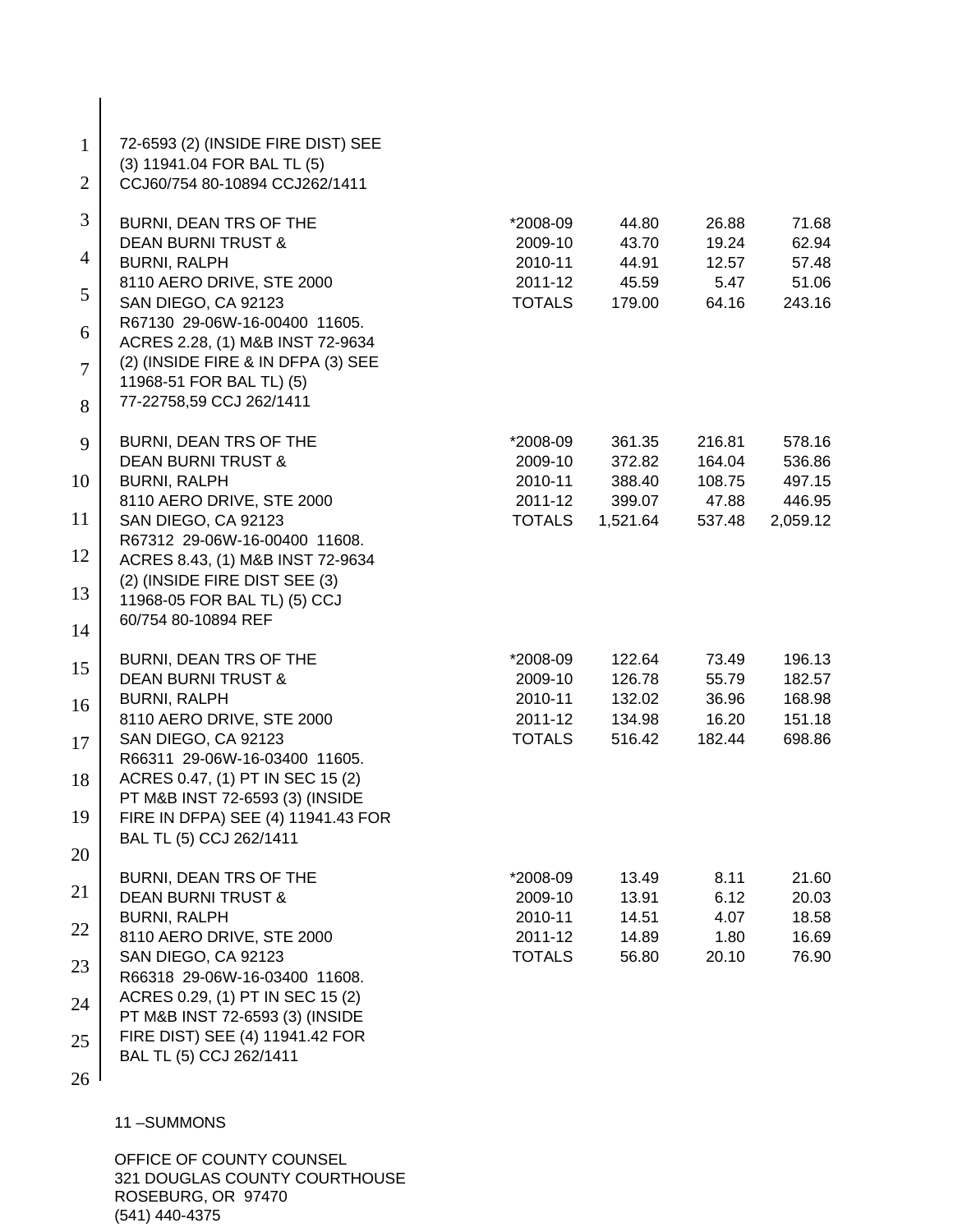72-6593 (2) (INSIDE FIRE DIST) SEE (3) 11941.04 FOR BAL TL (5) CCJ60/754 80-10894 CCJ262/1411

| | | | | |
|---|---|---|---|---|
| BURNI, DEAN TRS OF THE | *2008-09 | 44.80 | 26.88 | 71.68 |
| DEAN BURNI TRUST & | 2009-10 | 43.70 | 19.24 | 62.94 |
| BURNI, RALPH | 2010-11 | 44.91 | 12.57 | 57.48 |
| 8110 AERO DRIVE, STE 2000 | 2011-12 | 45.59 | 5.47 | 51.06 |
| SAN DIEGO, CA 92123 | TOTALS | 179.00 | 64.16 | 243.16 |

R67130 29-06W-16-00400 11605. ACRES 2.28, (1) M&B INST 72-9634 (2) (INSIDE FIRE & IN DFPA (3) SEE 11968-51 FOR BAL TL) (5) 77-22758,59 CCJ 262/1411

| | | | | |
|---|---|---|---|---|
| BURNI, DEAN TRS OF THE | *2008-09 | 361.35 | 216.81 | 578.16 |
| DEAN BURNI TRUST & | 2009-10 | 372.82 | 164.04 | 536.86 |
| BURNI, RALPH | 2010-11 | 388.40 | 108.75 | 497.15 |
| 8110 AERO DRIVE, STE 2000 | 2011-12 | 399.07 | 47.88 | 446.95 |
| SAN DIEGO, CA 92123 | TOTALS | 1,521.64 | 537.48 | 2,059.12 |

R67312 29-06W-16-00400 11608. ACRES 8.43, (1) M&B INST 72-9634 (2) (INSIDE FIRE DIST SEE (3) 11968-05 FOR BAL TL) (5) CCJ 60/754 80-10894 REF

| | | | | |
|---|---|---|---|---|
| BURNI, DEAN TRS OF THE | *2008-09 | 122.64 | 73.49 | 196.13 |
| DEAN BURNI TRUST & | 2009-10 | 126.78 | 55.79 | 182.57 |
| BURNI, RALPH | 2010-11 | 132.02 | 36.96 | 168.98 |
| 8110 AERO DRIVE, STE 2000 | 2011-12 | 134.98 | 16.20 | 151.18 |
| SAN DIEGO, CA 92123 | TOTALS | 516.42 | 182.44 | 698.86 |

R66311 29-06W-16-03400 11605. ACRES 0.47, (1) PT IN SEC 15 (2) PT M&B INST 72-6593 (3) (INSIDE FIRE IN DFPA) SEE (4) 11941.43 FOR BAL TL (5) CCJ 262/1411

| | | | | |
|---|---|---|---|---|
| BURNI, DEAN TRS OF THE | *2008-09 | 13.49 | 8.11 | 21.60 |
| DEAN BURNI TRUST & | 2009-10 | 13.91 | 6.12 | 20.03 |
| BURNI, RALPH | 2010-11 | 14.51 | 4.07 | 18.58 |
| 8110 AERO DRIVE, STE 2000 | 2011-12 | 14.89 | 1.80 | 16.69 |
| SAN DIEGO, CA 92123 | TOTALS | 56.80 | 20.10 | 76.90 |

R66318 29-06W-16-03400 11608. ACRES 0.29, (1) PT IN SEC 15 (2) PT M&B INST 72-6593 (3) (INSIDE FIRE DIST) SEE (4) 11941.42 FOR BAL TL (5) CCJ 262/1411

11 –SUMMONS

OFFICE OF COUNTY COUNSEL
321 DOUGLAS COUNTY COURTHOUSE
ROSEBURG, OR 97470
(541) 440-4375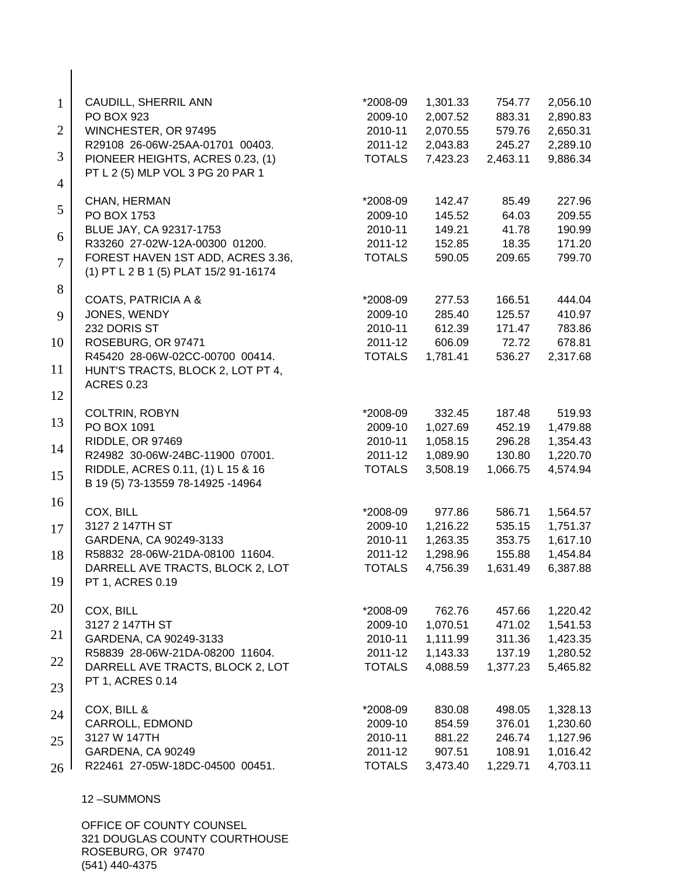| | Year | Tax | Interest | Total |
|---|---|---|---|---|
| CAUDILL, SHERRIL ANN | *2008-09 | 1,301.33 | 754.77 | 2,056.10 |
| PO BOX 923 | 2009-10 | 2,007.52 | 883.31 | 2,890.83 |
| WINCHESTER, OR 97495 | 2010-11 | 2,070.55 | 579.76 | 2,650.31 |
| R29108 26-06W-25AA-01701 00403. | 2011-12 | 2,043.83 | 245.27 | 2,289.10 |
| PIONEER HEIGHTS, ACRES 0.23, (1) | TOTALS | 7,423.23 | 2,463.11 | 9,886.34 |
| PT L 2 (5) MLP VOL 3 PG 20 PAR 1 | | | | |
| CHAN, HERMAN | *2008-09 | 142.47 | 85.49 | 227.96 |
| PO BOX 1753 | 2009-10 | 145.52 | 64.03 | 209.55 |
| BLUE JAY, CA 92317-1753 | 2010-11 | 149.21 | 41.78 | 190.99 |
| R33260 27-02W-12A-00300 01200. | 2011-12 | 152.85 | 18.35 | 171.20 |
| FOREST HAVEN 1ST ADD, ACRES 3.36, | TOTALS | 590.05 | 209.65 | 799.70 |
| (1) PT L 2 B 1 (5) PLAT 15/2 91-16174 | | | | |
| COATS, PATRICIA A & | *2008-09 | 277.53 | 166.51 | 444.04 |
| JONES, WENDY | 2009-10 | 285.40 | 125.57 | 410.97 |
| 232 DORIS ST | 2010-11 | 612.39 | 171.47 | 783.86 |
| ROSEBURG, OR 97471 | 2011-12 | 606.09 | 72.72 | 678.81 |
| R45420 28-06W-02CC-00700 00414. | TOTALS | 1,781.41 | 536.27 | 2,317.68 |
| HUNT'S TRACTS, BLOCK 2, LOT PT 4, | | | | |
| ACRES 0.23 | | | | |
| COLTRIN, ROBYN | *2008-09 | 332.45 | 187.48 | 519.93 |
| PO BOX 1091 | 2009-10 | 1,027.69 | 452.19 | 1,479.88 |
| RIDDLE, OR 97469 | 2010-11 | 1,058.15 | 296.28 | 1,354.43 |
| R24982 30-06W-24BC-11900 07001. | 2011-12 | 1,089.90 | 130.80 | 1,220.70 |
| RIDDLE, ACRES 0.11, (1) L 15 & 16 | TOTALS | 3,508.19 | 1,066.75 | 4,574.94 |
| B 19 (5) 73-13559 78-14925 -14964 | | | | |
| COX, BILL | *2008-09 | 977.86 | 586.71 | 1,564.57 |
| 3127 2 147TH ST | 2009-10 | 1,216.22 | 535.15 | 1,751.37 |
| GARDENA, CA 90249-3133 | 2010-11 | 1,263.35 | 353.75 | 1,617.10 |
| R58832 28-06W-21DA-08100 11604. | 2011-12 | 1,298.96 | 155.88 | 1,454.84 |
| DARRELL AVE TRACTS, BLOCK 2, LOT | TOTALS | 4,756.39 | 1,631.49 | 6,387.88 |
| PT 1, ACRES 0.19 | | | | |
| COX, BILL | *2008-09 | 762.76 | 457.66 | 1,220.42 |
| 3127 2 147TH ST | 2009-10 | 1,070.51 | 471.02 | 1,541.53 |
| GARDENA, CA 90249-3133 | 2010-11 | 1,111.99 | 311.36 | 1,423.35 |
| R58839 28-06W-21DA-08200 11604. | 2011-12 | 1,143.33 | 137.19 | 1,280.52 |
| DARRELL AVE TRACTS, BLOCK 2, LOT | TOTALS | 4,088.59 | 1,377.23 | 5,465.82 |
| PT 1, ACRES 0.14 | | | | |
| COX, BILL & | *2008-09 | 830.08 | 498.05 | 1,328.13 |
| CARROLL, EDMOND | 2009-10 | 854.59 | 376.01 | 1,230.60 |
| 3127 W 147TH | 2010-11 | 881.22 | 246.74 | 1,127.96 |
| GARDENA, CA 90249 | 2011-12 | 907.51 | 108.91 | 1,016.42 |
| R22461 27-05W-18DC-04500 00451. | TOTALS | 3,473.40 | 1,229.71 | 4,703.11 |

12 –SUMMONS

OFFICE OF COUNTY COUNSEL
321 DOUGLAS COUNTY COURTHOUSE
ROSEBURG, OR 97470
(541) 440-4375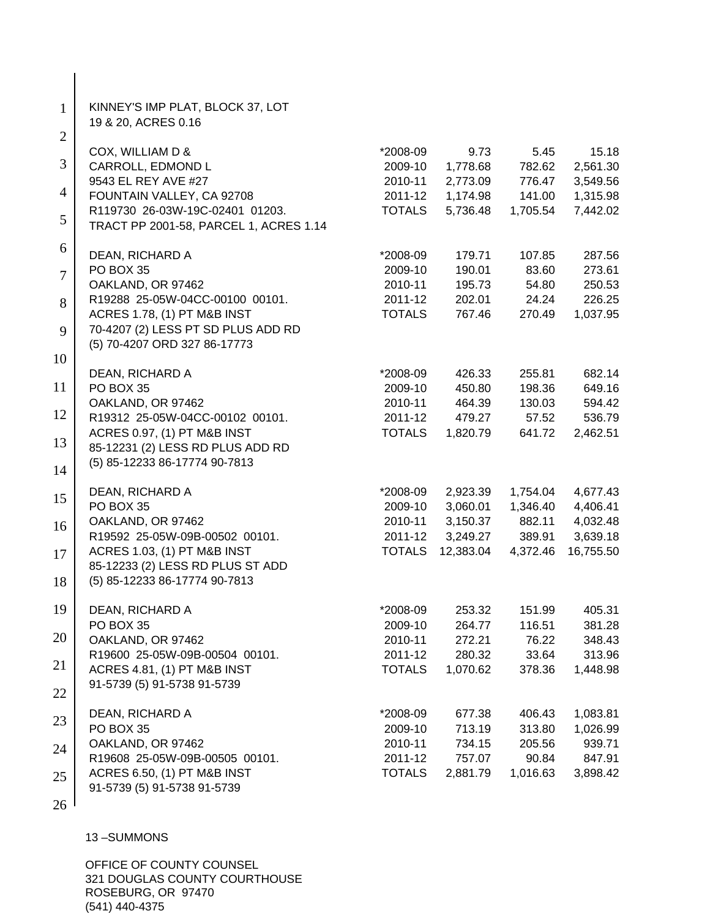KINNEY'S IMP PLAT, BLOCK 37, LOT
19 & 20, ACRES 0.16

| | | | | |
|---|---|---|---|---|
| COX, WILLIAM D & | *2008-09 | 9.73 | 5.45 | 15.18 |
| CARROLL, EDMOND L | 2009-10 | 1,778.68 | 782.62 | 2,561.30 |
| 9543 EL REY AVE #27 | 2010-11 | 2,773.09 | 776.47 | 3,549.56 |
| FOUNTAIN VALLEY, CA 92708 | 2011-12 | 1,174.98 | 141.00 | 1,315.98 |
| R119730 26-03W-19C-02401 01203. | TOTALS | 5,736.48 | 1,705.54 | 7,442.02 |
| TRACT PP 2001-58, PARCEL 1, ACRES 1.14 | | | | |

| | | | | |
|---|---|---|---|---|
| DEAN, RICHARD A | *2008-09 | 179.71 | 107.85 | 287.56 |
| PO BOX 35 | 2009-10 | 190.01 | 83.60 | 273.61 |
| OAKLAND, OR 97462 | 2010-11 | 195.73 | 54.80 | 250.53 |
| R19288 25-05W-04CC-00100 00101. | 2011-12 | 202.01 | 24.24 | 226.25 |
| ACRES 1.78, (1) PT M&B INST | TOTALS | 767.46 | 270.49 | 1,037.95 |
| 70-4207 (2) LESS PT SD PLUS ADD RD | | | | |
| (5) 70-4207 ORD 327 86-17773 | | | | |

| | | | | |
|---|---|---|---|---|
| DEAN, RICHARD A | *2008-09 | 426.33 | 255.81 | 682.14 |
| PO BOX 35 | 2009-10 | 450.80 | 198.36 | 649.16 |
| OAKLAND, OR 97462 | 2010-11 | 464.39 | 130.03 | 594.42 |
| R19312 25-05W-04CC-00102 00101. | 2011-12 | 479.27 | 57.52 | 536.79 |
| ACRES 0.97, (1) PT M&B INST | TOTALS | 1,820.79 | 641.72 | 2,462.51 |
| 85-12231 (2) LESS RD PLUS ADD RD | | | | |
| (5) 85-12233 86-17774 90-7813 | | | | |

| | | | | |
|---|---|---|---|---|
| DEAN, RICHARD A | *2008-09 | 2,923.39 | 1,754.04 | 4,677.43 |
| PO BOX 35 | 2009-10 | 3,060.01 | 1,346.40 | 4,406.41 |
| OAKLAND, OR 97462 | 2010-11 | 3,150.37 | 882.11 | 4,032.48 |
| R19592 25-05W-09B-00502 00101. | 2011-12 | 3,249.27 | 389.91 | 3,639.18 |
| ACRES 1.03, (1) PT M&B INST | TOTALS | 12,383.04 | 4,372.46 | 16,755.50 |
| 85-12233 (2) LESS RD PLUS ST ADD | | | | |
| (5) 85-12233 86-17774 90-7813 | | | | |

| | | | | |
|---|---|---|---|---|
| DEAN, RICHARD A | *2008-09 | 253.32 | 151.99 | 405.31 |
| PO BOX 35 | 2009-10 | 264.77 | 116.51 | 381.28 |
| OAKLAND, OR 97462 | 2010-11 | 272.21 | 76.22 | 348.43 |
| R19600 25-05W-09B-00504 00101. | 2011-12 | 280.32 | 33.64 | 313.96 |
| ACRES 4.81, (1) PT M&B INST | TOTALS | 1,070.62 | 378.36 | 1,448.98 |
| 91-5739 (5) 91-5738 91-5739 | | | | |

| | | | | |
|---|---|---|---|---|
| DEAN, RICHARD A | *2008-09 | 677.38 | 406.43 | 1,083.81 |
| PO BOX 35 | 2009-10 | 713.19 | 313.80 | 1,026.99 |
| OAKLAND, OR 97462 | 2010-11 | 734.15 | 205.56 | 939.71 |
| R19608 25-05W-09B-00505 00101. | 2011-12 | 757.07 | 90.84 | 847.91 |
| ACRES 6.50, (1) PT M&B INST | TOTALS | 2,881.79 | 1,016.63 | 3,898.42 |
| 91-5739 (5) 91-5738 91-5739 | | | | |

13 –SUMMONS

OFFICE OF COUNTY COUNSEL
321 DOUGLAS COUNTY COURTHOUSE
ROSEBURG, OR 97470
(541) 440-4375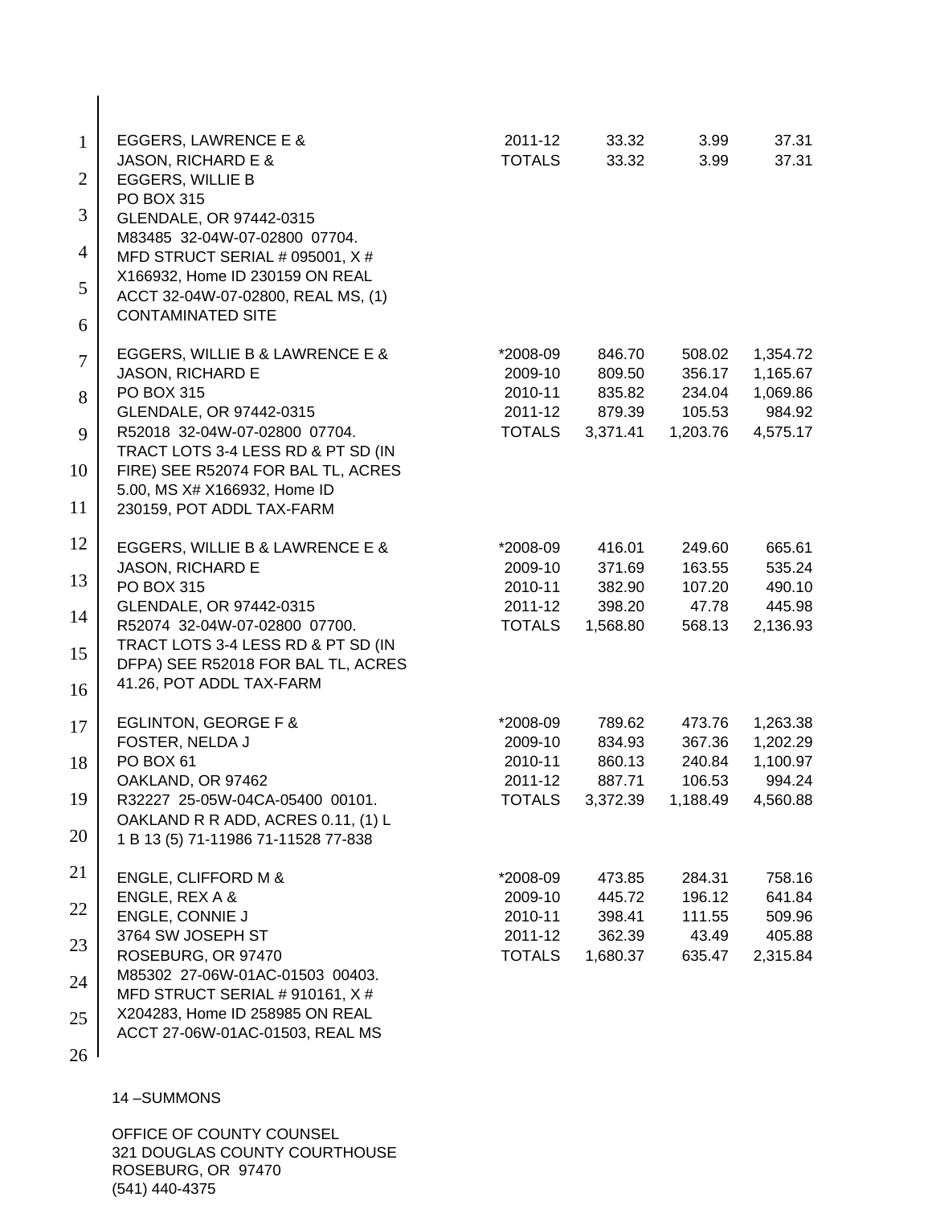EGGERS, LAWRENCE E &
JASON, RICHARD E &
EGGERS, WILLIE B
PO BOX 315
GLENDALE, OR 97442-0315
M83485 32-04W-07-02800 07704.
MFD STRUCT SERIAL # 095001, X #
X166932, Home ID 230159 ON REAL
ACCT 32-04W-07-02800, REAL MS, (1)
CONTAMINATED SITE

| | | | |
|---|---|---|---|
| 2011-12 | 33.32 | 3.99 | 37.31 |
| TOTALS | 33.32 | 3.99 | 37.31 |

EGGERS, WILLIE B & LAWRENCE E &
JASON, RICHARD E
PO BOX 315
GLENDALE, OR 97442-0315
R52018 32-04W-07-02800 07704.
TRACT LOTS 3-4 LESS RD & PT SD (IN
FIRE) SEE R52074 FOR BAL TL, ACRES
5.00, MS X# X166932, Home ID
230159, POT ADDL TAX-FARM

| | | | |
|---|---|---|---|
| *2008-09 | 846.70 | 508.02 | 1,354.72 |
| 2009-10 | 809.50 | 356.17 | 1,165.67 |
| 2010-11 | 835.82 | 234.04 | 1,069.86 |
| 2011-12 | 879.39 | 105.53 | 984.92 |
| TOTALS | 3,371.41 | 1,203.76 | 4,575.17 |

EGGERS, WILLIE B & LAWRENCE E &
JASON, RICHARD E
PO BOX 315
GLENDALE, OR 97442-0315
R52074 32-04W-07-02800 07700.
TRACT LOTS 3-4 LESS RD & PT SD (IN
DFPA) SEE R52018 FOR BAL TL, ACRES
41.26, POT ADDL TAX-FARM

| | | | |
|---|---|---|---|
| *2008-09 | 416.01 | 249.60 | 665.61 |
| 2009-10 | 371.69 | 163.55 | 535.24 |
| 2010-11 | 382.90 | 107.20 | 490.10 |
| 2011-12 | 398.20 | 47.78 | 445.98 |
| TOTALS | 1,568.80 | 568.13 | 2,136.93 |

EGLINTON, GEORGE F &
FOSTER, NELDA J
PO BOX 61
OAKLAND, OR 97462
R32227 25-05W-04CA-05400 00101.
OAKLAND R R ADD, ACRES 0.11, (1) L
1 B 13 (5) 71-11986 71-11528 77-838

| | | | |
|---|---|---|---|
| *2008-09 | 789.62 | 473.76 | 1,263.38 |
| 2009-10 | 834.93 | 367.36 | 1,202.29 |
| 2010-11 | 860.13 | 240.84 | 1,100.97 |
| 2011-12 | 887.71 | 106.53 | 994.24 |
| TOTALS | 3,372.39 | 1,188.49 | 4,560.88 |

ENGLE, CLIFFORD M &
ENGLE, REX A &
ENGLE, CONNIE J
3764 SW JOSEPH ST
ROSEBURG, OR 97470
M85302 27-06W-01AC-01503 00403.
MFD STRUCT SERIAL # 910161, X #
X204283, Home ID 258985 ON REAL
ACCT 27-06W-01AC-01503, REAL MS

| | | | |
|---|---|---|---|
| *2008-09 | 473.85 | 284.31 | 758.16 |
| 2009-10 | 445.72 | 196.12 | 641.84 |
| 2010-11 | 398.41 | 111.55 | 509.96 |
| 2011-12 | 362.39 | 43.49 | 405.88 |
| TOTALS | 1,680.37 | 635.47 | 2,315.84 |

14 –SUMMONS

OFFICE OF COUNTY COUNSEL
321 DOUGLAS COUNTY COURTHOUSE
ROSEBURG, OR 97470
(541) 440-4375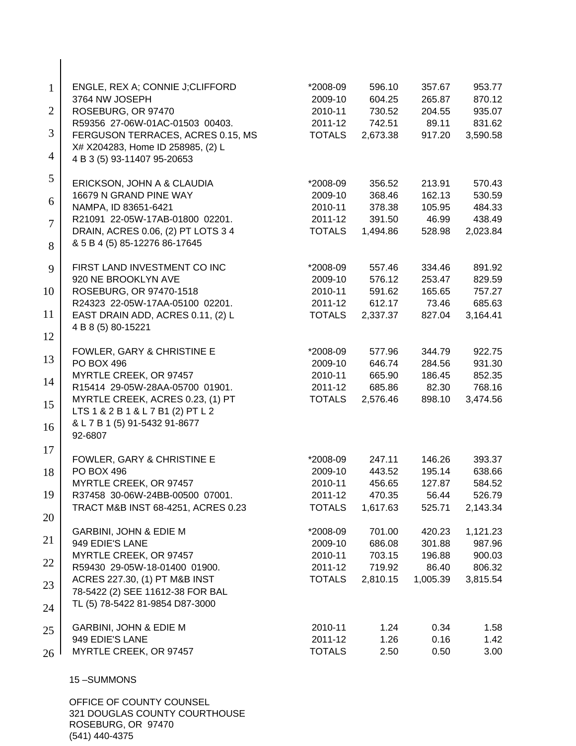| | | | | |
|---|---|---|---|---|
| ENGLE, REX A; CONNIE J;CLIFFORD | *2008-09 | 596.10 | 357.67 | 953.77 |
| 3764 NW JOSEPH | 2009-10 | 604.25 | 265.87 | 870.12 |
| ROSEBURG, OR 97470 | 2010-11 | 730.52 | 204.55 | 935.07 |
| R59356 27-06W-01AC-01503 00403. | 2011-12 | 742.51 | 89.11 | 831.62 |
| FERGUSON TERRACES, ACRES 0.15, MS | TOTALS | 2,673.38 | 917.20 | 3,590.58 |
| X# X204283, Home ID 258985, (2) L | | | | |
| 4 B 3 (5) 93-11407 95-20653 | | | | |
| ERICKSON, JOHN A & CLAUDIA | *2008-09 | 356.52 | 213.91 | 570.43 |
| 16679 N GRAND PINE WAY | 2009-10 | 368.46 | 162.13 | 530.59 |
| NAMPA, ID 83651-6421 | 2010-11 | 378.38 | 105.95 | 484.33 |
| R21091 22-05W-17AB-01800 02201. | 2011-12 | 391.50 | 46.99 | 438.49 |
| DRAIN, ACRES 0.06, (2) PT LOTS 3 4 | TOTALS | 1,494.86 | 528.98 | 2,023.84 |
| & 5 B 4 (5) 85-12276 86-17645 | | | | |
| FIRST LAND INVESTMENT CO INC | *2008-09 | 557.46 | 334.46 | 891.92 |
| 920 NE BROOKLYN AVE | 2009-10 | 576.12 | 253.47 | 829.59 |
| ROSEBURG, OR 97470-1518 | 2010-11 | 591.62 | 165.65 | 757.27 |
| R24323 22-05W-17AA-05100 02201. | 2011-12 | 612.17 | 73.46 | 685.63 |
| EAST DRAIN ADD, ACRES 0.11, (2) L | TOTALS | 2,337.37 | 827.04 | 3,164.41 |
| 4 B 8 (5) 80-15221 | | | | |
| FOWLER, GARY & CHRISTINE E | *2008-09 | 577.96 | 344.79 | 922.75 |
| PO BOX 496 | 2009-10 | 646.74 | 284.56 | 931.30 |
| MYRTLE CREEK, OR 97457 | 2010-11 | 665.90 | 186.45 | 852.35 |
| R15414 29-05W-28AA-05700 01901. | 2011-12 | 685.86 | 82.30 | 768.16 |
| MYRTLE CREEK, ACRES 0.23, (1) PT | TOTALS | 2,576.46 | 898.10 | 3,474.56 |
| LTS 1 & 2 B 1 & L 7 B1 (2) PT L 2 | | | | |
| & L 7 B 1 (5) 91-5432 91-8677 | | | | |
| 92-6807 | | | | |
| FOWLER, GARY & CHRISTINE E | *2008-09 | 247.11 | 146.26 | 393.37 |
| PO BOX 496 | 2009-10 | 443.52 | 195.14 | 638.66 |
| MYRTLE CREEK, OR 97457 | 2010-11 | 456.65 | 127.87 | 584.52 |
| R37458 30-06W-24BB-00500 07001. | 2011-12 | 470.35 | 56.44 | 526.79 |
| TRACT M&B INST 68-4251, ACRES 0.23 | TOTALS | 1,617.63 | 525.71 | 2,143.34 |
| GARBINI, JOHN & EDIE M | *2008-09 | 701.00 | 420.23 | 1,121.23 |
| 949 EDIE'S LANE | 2009-10 | 686.08 | 301.88 | 987.96 |
| MYRTLE CREEK, OR 97457 | 2010-11 | 703.15 | 196.88 | 900.03 |
| R59430 29-05W-18-01400 01900. | 2011-12 | 719.92 | 86.40 | 806.32 |
| ACRES 227.30, (1) PT M&B INST | TOTALS | 2,810.15 | 1,005.39 | 3,815.54 |
| 78-5422 (2) SEE 11612-38 FOR BAL | | | | |
| TL (5) 78-5422 81-9854 D87-3000 | | | | |
| GARBINI, JOHN & EDIE M | 2010-11 | 1.24 | 0.34 | 1.58 |
| 949 EDIE'S LANE | 2011-12 | 1.26 | 0.16 | 1.42 |
| MYRTLE CREEK, OR 97457 | TOTALS | 2.50 | 0.50 | 3.00 |

15 –SUMMONS

OFFICE OF COUNTY COUNSEL
321 DOUGLAS COUNTY COURTHOUSE
ROSEBURG, OR 97470
(541) 440-4375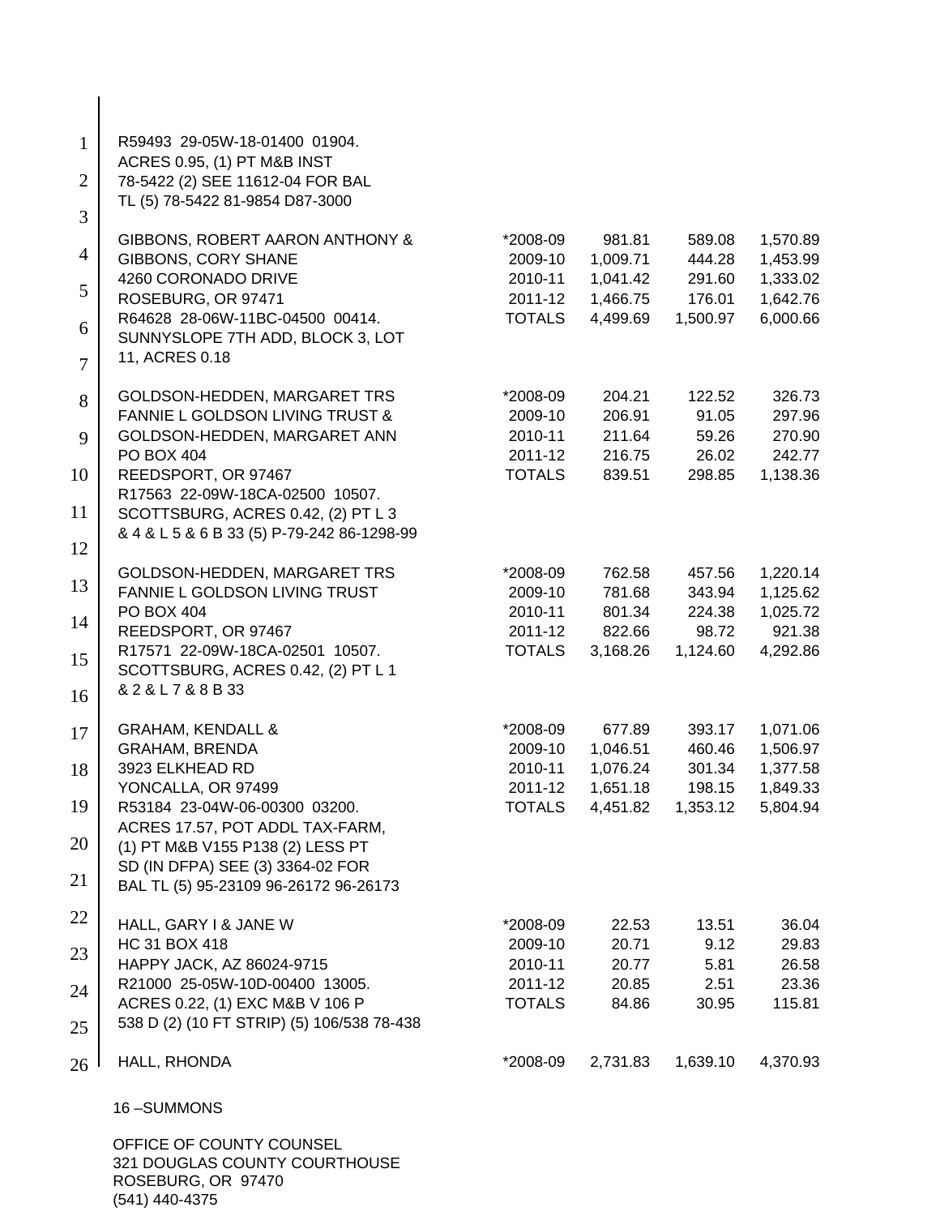R59493 29-05W-18-01400 01904.
ACRES 0.95, (1) PT M&B INST
78-5422 (2) SEE 11612-04 FOR BAL
TL (5) 78-5422 81-9854 D87-3000

| | | | | |
|---|---|---|---|---|
| GIBBONS, ROBERT AARON ANTHONY & | *2008-09 | 981.81 | 589.08 | 1,570.89 |
| GIBBONS, CORY SHANE | 2009-10 | 1,009.71 | 444.28 | 1,453.99 |
| 4260 CORONADO DRIVE | 2010-11 | 1,041.42 | 291.60 | 1,333.02 |
| ROSEBURG, OR 97471 | 2011-12 | 1,466.75 | 176.01 | 1,642.76 |
| R64628 28-06W-11BC-04500 00414. | TOTALS | 4,499.69 | 1,500.97 | 6,000.66 |
| SUNNYSLOPE 7TH ADD, BLOCK 3, LOT | | | | |
| 11, ACRES 0.18 | | | | |
| | | | | |
| GOLDSON-HEDDEN, MARGARET TRS | *2008-09 | 204.21 | 122.52 | 326.73 |
| FANNIE L GOLDSON LIVING TRUST & | 2009-10 | 206.91 | 91.05 | 297.96 |
| GOLDSON-HEDDEN, MARGARET ANN | 2010-11 | 211.64 | 59.26 | 270.90 |
| PO BOX 404 | 2011-12 | 216.75 | 26.02 | 242.77 |
| REEDSPORT, OR 97467 | TOTALS | 839.51 | 298.85 | 1,138.36 |
| R17563 22-09W-18CA-02500 10507. | | | | |
| SCOTTSBURG, ACRES 0.42, (2) PT L 3 | | | | |
| & 4 & L 5 & 6 B 33 (5) P-79-242 86-1298-99 | | | | |
| | | | | |
| GOLDSON-HEDDEN, MARGARET TRS | *2008-09 | 762.58 | 457.56 | 1,220.14 |
| FANNIE L GOLDSON LIVING TRUST | 2009-10 | 781.68 | 343.94 | 1,125.62 |
| PO BOX 404 | 2010-11 | 801.34 | 224.38 | 1,025.72 |
| REEDSPORT, OR 97467 | 2011-12 | 822.66 | 98.72 | 921.38 |
| R17571 22-09W-18CA-02501 10507. | TOTALS | 3,168.26 | 1,124.60 | 4,292.86 |
| SCOTTSBURG, ACRES 0.42, (2) PT L 1 | | | | |
| & 2 & L 7 & 8 B 33 | | | | |
| | | | | |
| GRAHAM, KENDALL & | *2008-09 | 677.89 | 393.17 | 1,071.06 |
| GRAHAM, BRENDA | 2009-10 | 1,046.51 | 460.46 | 1,506.97 |
| 3923 ELKHEAD RD | 2010-11 | 1,076.24 | 301.34 | 1,377.58 |
| YONCALLA, OR 97499 | 2011-12 | 1,651.18 | 198.15 | 1,849.33 |
| R53184 23-04W-06-00300 03200. | TOTALS | 4,451.82 | 1,353.12 | 5,804.94 |
| ACRES 17.57, POT ADDL TAX-FARM, | | | | |
| (1) PT M&B V155 P138 (2) LESS PT | | | | |
| SD (IN DFPA) SEE (3) 3364-02 FOR | | | | |
| BAL TL (5) 95-23109 96-26172 96-26173 | | | | |
| | | | | |
| HALL, GARY I & JANE W | *2008-09 | 22.53 | 13.51 | 36.04 |
| HC 31 BOX 418 | 2009-10 | 20.71 | 9.12 | 29.83 |
| HAPPY JACK, AZ 86024-9715 | 2010-11 | 20.77 | 5.81 | 26.58 |
| R21000 25-05W-10D-00400 13005. | 2011-12 | 20.85 | 2.51 | 23.36 |
| ACRES 0.22, (1) EXC M&B V 106 P | TOTALS | 84.86 | 30.95 | 115.81 |
| 538 D (2) (10 FT STRIP) (5) 106/538 78-438 | | | | |
| | | | | |
| HALL, RHONDA | *2008-09 | 2,731.83 | 1,639.10 | 4,370.93 |

16 –SUMMONS

OFFICE OF COUNTY COUNSEL
321 DOUGLAS COUNTY COURTHOUSE
ROSEBURG, OR 97470
(541) 440-4375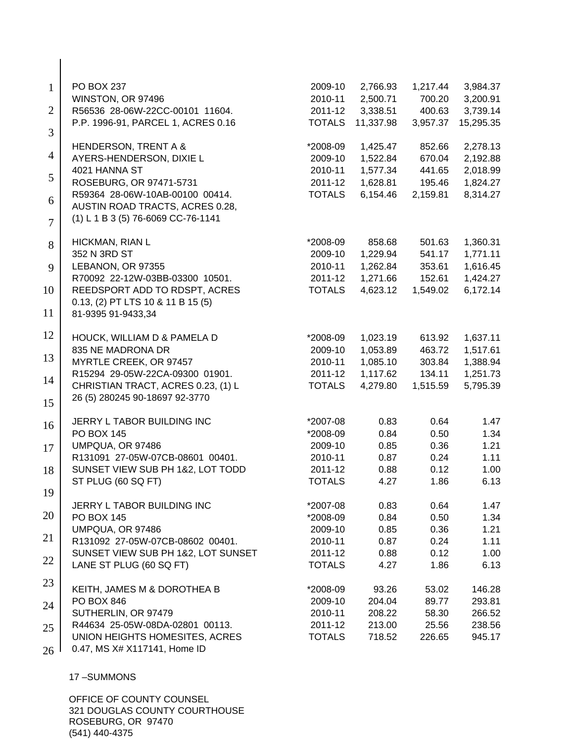| | | | | |
|---|---|---|---|---|
| PO BOX 237 | 2009-10 | 2,766.93 | 1,217.44 | 3,984.37 |
| WINSTON, OR 97496 | 2010-11 | 2,500.71 | 700.20 | 3,200.91 |
| R56536 28-06W-22CC-00101 11604. | 2011-12 | 3,338.51 | 400.63 | 3,739.14 |
| P.P. 1996-91, PARCEL 1, ACRES 0.16 | TOTALS | 11,337.98 | 3,957.37 | 15,295.35 |
| | | | | |
| HENDERSON, TRENT A & | *2008-09 | 1,425.47 | 852.66 | 2,278.13 |
| AYERS-HENDERSON, DIXIE L | 2009-10 | 1,522.84 | 670.04 | 2,192.88 |
| 4021 HANNA ST | 2010-11 | 1,577.34 | 441.65 | 2,018.99 |
| ROSEBURG, OR 97471-5731 | 2011-12 | 1,628.81 | 195.46 | 1,824.27 |
| R59364 28-06W-10AB-00100 00414. | TOTALS | 6,154.46 | 2,159.81 | 8,314.27 |
| AUSTIN ROAD TRACTS, ACRES 0.28, | | | | |
| (1) L 1 B 3 (5) 76-6069 CC-76-1141 | | | | |
| | | | | |
| HICKMAN, RIAN L | *2008-09 | 858.68 | 501.63 | 1,360.31 |
| 352 N 3RD ST | 2009-10 | 1,229.94 | 541.17 | 1,771.11 |
| LEBANON, OR 97355 | 2010-11 | 1,262.84 | 353.61 | 1,616.45 |
| R70092 22-12W-03BB-03300 10501. | 2011-12 | 1,271.66 | 152.61 | 1,424.27 |
| REEDSPORT ADD TO RDSPT, ACRES | TOTALS | 4,623.12 | 1,549.02 | 6,172.14 |
| 0.13, (2) PT LTS 10 & 11 B 15 (5) | | | | |
| 81-9395 91-9433,34 | | | | |
| | | | | |
| HOUCK, WILLIAM D & PAMELA D | *2008-09 | 1,023.19 | 613.92 | 1,637.11 |
| 835 NE MADRONA DR | 2009-10 | 1,053.89 | 463.72 | 1,517.61 |
| MYRTLE CREEK, OR 97457 | 2010-11 | 1,085.10 | 303.84 | 1,388.94 |
| R15294 29-05W-22CA-09300 01901. | 2011-12 | 1,117.62 | 134.11 | 1,251.73 |
| CHRISTIAN TRACT, ACRES 0.23, (1) L | TOTALS | 4,279.80 | 1,515.59 | 5,795.39 |
| 26 (5) 280245 90-18697 92-3770 | | | | |
| | | | | |
| JERRY L TABOR BUILDING INC | *2007-08 | 0.83 | 0.64 | 1.47 |
| PO BOX 145 | *2008-09 | 0.84 | 0.50 | 1.34 |
| UMPQUA, OR 97486 | 2009-10 | 0.85 | 0.36 | 1.21 |
| R131091 27-05W-07CB-08601 00401. | 2010-11 | 0.87 | 0.24 | 1.11 |
| SUNSET VIEW SUB PH 1&2, LOT TODD | 2011-12 | 0.88 | 0.12 | 1.00 |
| ST PLUG (60 SQ FT) | TOTALS | 4.27 | 1.86 | 6.13 |
| | | | | |
| JERRY L TABOR BUILDING INC | *2007-08 | 0.83 | 0.64 | 1.47 |
| PO BOX 145 | *2008-09 | 0.84 | 0.50 | 1.34 |
| UMPQUA, OR 97486 | 2009-10 | 0.85 | 0.36 | 1.21 |
| R131092 27-05W-07CB-08602 00401. | 2010-11 | 0.87 | 0.24 | 1.11 |
| SUNSET VIEW SUB PH 1&2, LOT SUNSET | 2011-12 | 0.88 | 0.12 | 1.00 |
| LANE ST PLUG (60 SQ FT) | TOTALS | 4.27 | 1.86 | 6.13 |
| | | | | |
| KEITH, JAMES M & DOROTHEA B | *2008-09 | 93.26 | 53.02 | 146.28 |
| PO BOX 846 | 2009-10 | 204.04 | 89.77 | 293.81 |
| SUTHERLIN, OR 97479 | 2010-11 | 208.22 | 58.30 | 266.52 |
| R44634 25-05W-08DA-02801 00113. | 2011-12 | 213.00 | 25.56 | 238.56 |
| UNION HEIGHTS HOMESITES, ACRES | TOTALS | 718.52 | 226.65 | 945.17 |
| 0.47, MS X# X117141, Home ID | | | | |

17 –SUMMONS

OFFICE OF COUNTY COUNSEL
321 DOUGLAS COUNTY COURTHOUSE
ROSEBURG, OR 97470
(541) 440-4375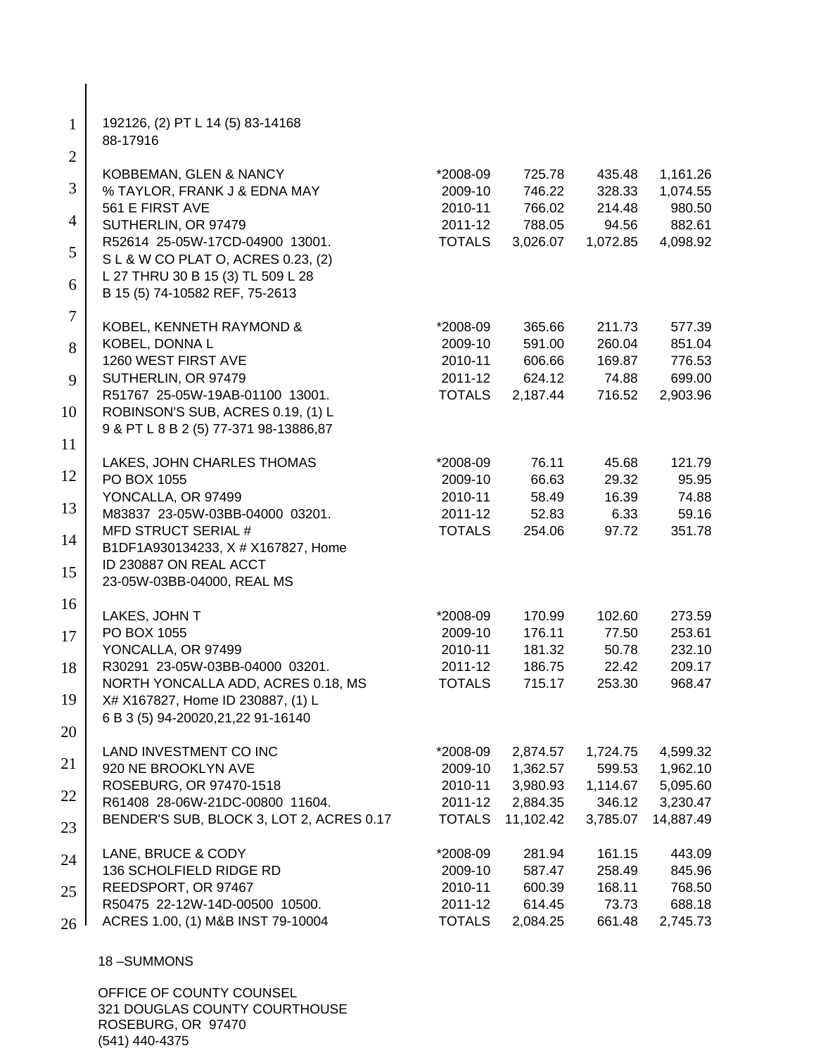192126, (2) PT L 14 (5) 83-14168
88-17916

| | | | | |
|---|---|---|---|---|
| KOBBEMAN, GLEN & NANCY | *2008-09 | 725.78 | 435.48 | 1,161.26 |
| % TAYLOR, FRANK J & EDNA MAY | 2009-10 | 746.22 | 328.33 | 1,074.55 |
| 561 E FIRST AVE | 2010-11 | 766.02 | 214.48 | 980.50 |
| SUTHERLIN, OR 97479 | 2011-12 | 788.05 | 94.56 | 882.61 |
| R52614 25-05W-17CD-04900 13001. | TOTALS | 3,026.07 | 1,072.85 | 4,098.92 |
| S L & W CO PLAT O, ACRES 0.23, (2) | | | | |
| L 27 THRU 30 B 15 (3) TL 509 L 28 | | | | |
| B 15 (5) 74-10582 REF, 75-2613 | | | | |
| | | | | |
| KOBEL, KENNETH RAYMOND & | *2008-09 | 365.66 | 211.73 | 577.39 |
| KOBEL, DONNA L | 2009-10 | 591.00 | 260.04 | 851.04 |
| 1260 WEST FIRST AVE | 2010-11 | 606.66 | 169.87 | 776.53 |
| SUTHERLIN, OR 97479 | 2011-12 | 624.12 | 74.88 | 699.00 |
| R51767 25-05W-19AB-01100 13001. | TOTALS | 2,187.44 | 716.52 | 2,903.96 |
| ROBINSON'S SUB, ACRES 0.19, (1) L | | | | |
| 9 & PT L 8 B 2 (5) 77-371 98-13886,87 | | | | |
| | | | | |
| LAKES, JOHN CHARLES THOMAS | *2008-09 | 76.11 | 45.68 | 121.79 |
| PO BOX 1055 | 2009-10 | 66.63 | 29.32 | 95.95 |
| YONCALLA, OR 97499 | 2010-11 | 58.49 | 16.39 | 74.88 |
| M83837 23-05W-03BB-04000 03201. | 2011-12 | 52.83 | 6.33 | 59.16 |
| MFD STRUCT SERIAL # | TOTALS | 254.06 | 97.72 | 351.78 |
| B1DF1A930134233, X # X167827, Home | | | | |
| ID 230887 ON REAL ACCT | | | | |
| 23-05W-03BB-04000, REAL MS | | | | |
| | | | | |
| LAKES, JOHN T | *2008-09 | 170.99 | 102.60 | 273.59 |
| PO BOX 1055 | 2009-10 | 176.11 | 77.50 | 253.61 |
| YONCALLA, OR 97499 | 2010-11 | 181.32 | 50.78 | 232.10 |
| R30291 23-05W-03BB-04000 03201. | 2011-12 | 186.75 | 22.42 | 209.17 |
| NORTH YONCALLA ADD, ACRES 0.18, MS | TOTALS | 715.17 | 253.30 | 968.47 |
| X# X167827, Home ID 230887, (1) L | | | | |
| 6 B 3 (5) 94-20020,21,22 91-16140 | | | | |
| | | | | |
| LAND INVESTMENT CO INC | *2008-09 | 2,874.57 | 1,724.75 | 4,599.32 |
| 920 NE BROOKLYN AVE | 2009-10 | 1,362.57 | 599.53 | 1,962.10 |
| ROSEBURG, OR 97470-1518 | 2010-11 | 3,980.93 | 1,114.67 | 5,095.60 |
| R61408 28-06W-21DC-00800 11604. | 2011-12 | 2,884.35 | 346.12 | 3,230.47 |
| BENDER'S SUB, BLOCK 3, LOT 2, ACRES 0.17 | TOTALS | 11,102.42 | 3,785.07 | 14,887.49 |
| | | | | |
| LANE, BRUCE & CODY | *2008-09 | 281.94 | 161.15 | 443.09 |
| 136 SCHOLFIELD RIDGE RD | 2009-10 | 587.47 | 258.49 | 845.96 |
| REEDSPORT, OR 97467 | 2010-11 | 600.39 | 168.11 | 768.50 |
| R50475 22-12W-14D-00500 10500. | 2011-12 | 614.45 | 73.73 | 688.18 |
| ACRES 1.00, (1) M&B INST 79-10004 | TOTALS | 2,084.25 | 661.48 | 2,745.73 |

18 –SUMMONS

OFFICE OF COUNTY COUNSEL
321 DOUGLAS COUNTY COURTHOUSE
ROSEBURG, OR 97470
(541) 440-4375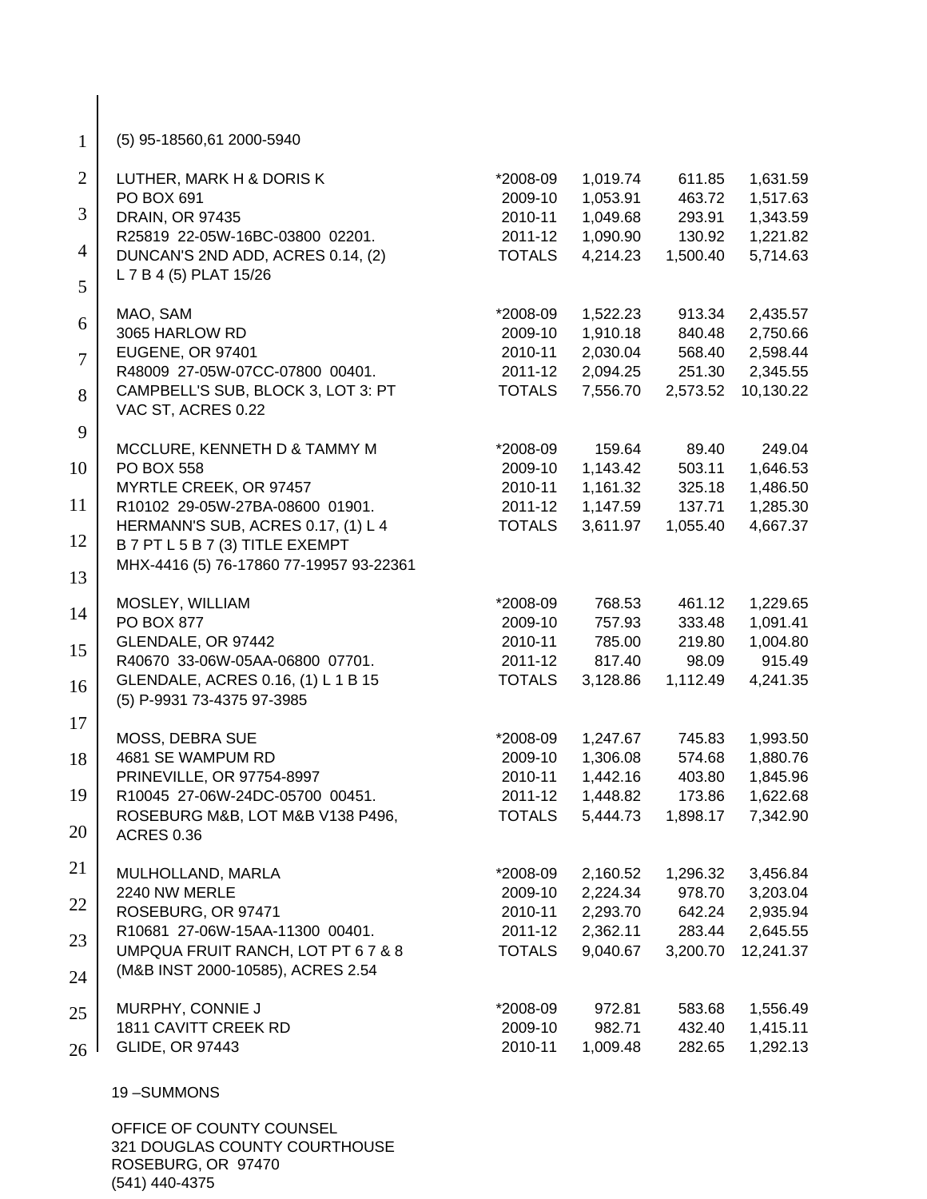(5) 95-18560,61 2000-5940

| | | | | |
|---|---|---|---|---|
| LUTHER, MARK H & DORIS K | *2008-09 | 1,019.74 | 611.85 | 1,631.59 |
| PO BOX 691 | 2009-10 | 1,053.91 | 463.72 | 1,517.63 |
| DRAIN, OR 97435 | 2010-11 | 1,049.68 | 293.91 | 1,343.59 |
| R25819 22-05W-16BC-03800 02201. | 2011-12 | 1,090.90 | 130.92 | 1,221.82 |
| DUNCAN'S 2ND ADD, ACRES 0.14, (2) | TOTALS | 4,214.23 | 1,500.40 | 5,714.63 |
| L 7 B 4 (5) PLAT 15/26 | | | | |
| | | | | |
| MAO, SAM | *2008-09 | 1,522.23 | 913.34 | 2,435.57 |
| 3065 HARLOW RD | 2009-10 | 1,910.18 | 840.48 | 2,750.66 |
| EUGENE, OR 97401 | 2010-11 | 2,030.04 | 568.40 | 2,598.44 |
| R48009 27-05W-07CC-07800 00401. | 2011-12 | 2,094.25 | 251.30 | 2,345.55 |
| CAMPBELL'S SUB, BLOCK 3, LOT 3: PT | TOTALS | 7,556.70 | 2,573.52 | 10,130.22 |
| VAC ST, ACRES 0.22 | | | | |
| | | | | |
| MCCLURE, KENNETH D & TAMMY M | *2008-09 | 159.64 | 89.40 | 249.04 |
| PO BOX 558 | 2009-10 | 1,143.42 | 503.11 | 1,646.53 |
| MYRTLE CREEK, OR 97457 | 2010-11 | 1,161.32 | 325.18 | 1,486.50 |
| R10102 29-05W-27BA-08600 01901. | 2011-12 | 1,147.59 | 137.71 | 1,285.30 |
| HERMANN'S SUB, ACRES 0.17, (1) L 4 | TOTALS | 3,611.97 | 1,055.40 | 4,667.37 |
| B 7 PT L 5 B 7 (3) TITLE EXEMPT | | | | |
| MHX-4416 (5) 76-17860 77-19957 93-22361 | | | | |
| | | | | |
| MOSLEY, WILLIAM | *2008-09 | 768.53 | 461.12 | 1,229.65 |
| PO BOX 877 | 2009-10 | 757.93 | 333.48 | 1,091.41 |
| GLENDALE, OR 97442 | 2010-11 | 785.00 | 219.80 | 1,004.80 |
| R40670 33-06W-05AA-06800 07701. | 2011-12 | 817.40 | 98.09 | 915.49 |
| GLENDALE, ACRES 0.16, (1) L 1 B 15 | TOTALS | 3,128.86 | 1,112.49 | 4,241.35 |
| (5) P-9931 73-4375 97-3985 | | | | |
| | | | | |
| MOSS, DEBRA SUE | *2008-09 | 1,247.67 | 745.83 | 1,993.50 |
| 4681 SE WAMPUM RD | 2009-10 | 1,306.08 | 574.68 | 1,880.76 |
| PRINEVILLE, OR 97754-8997 | 2010-11 | 1,442.16 | 403.80 | 1,845.96 |
| R10045 27-06W-24DC-05700 00451. | 2011-12 | 1,448.82 | 173.86 | 1,622.68 |
| ROSEBURG M&B, LOT M&B V138 P496, | TOTALS | 5,444.73 | 1,898.17 | 7,342.90 |
| ACRES 0.36 | | | | |
| | | | | |
| MULHOLLAND, MARLA | *2008-09 | 2,160.52 | 1,296.32 | 3,456.84 |
| 2240 NW MERLE | 2009-10 | 2,224.34 | 978.70 | 3,203.04 |
| ROSEBURG, OR 97471 | 2010-11 | 2,293.70 | 642.24 | 2,935.94 |
| R10681 27-06W-15AA-11300 00401. | 2011-12 | 2,362.11 | 283.44 | 2,645.55 |
| UMPQUA FRUIT RANCH, LOT PT 6 7 & 8 | TOTALS | 9,040.67 | 3,200.70 | 12,241.37 |
| (M&B INST 2000-10585), ACRES 2.54 | | | | |
| | | | | |
| MURPHY, CONNIE J | *2008-09 | 972.81 | 583.68 | 1,556.49 |
| 1811 CAVITT CREEK RD | 2009-10 | 982.71 | 432.40 | 1,415.11 |
| GLIDE, OR 97443 | 2010-11 | 1,009.48 | 282.65 | 1,292.13 |

19 –SUMMONS

OFFICE OF COUNTY COUNSEL
321 DOUGLAS COUNTY COURTHOUSE
ROSEBURG, OR 97470
(541) 440-4375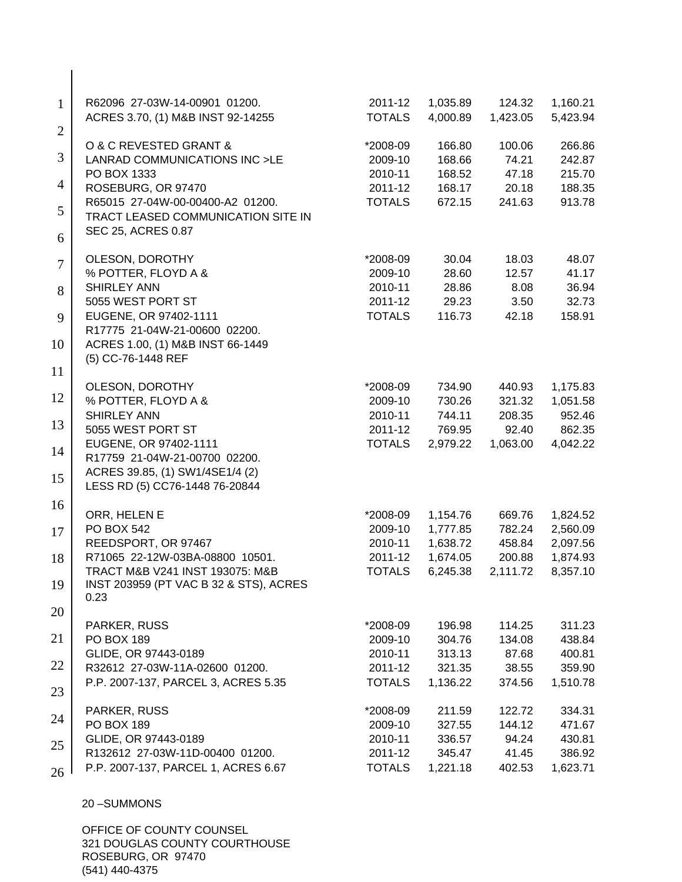| | | | | |
|---|---|---|---|---|
| R62096 27-03W-14-00901 01200. | 2011-12 | 1,035.89 | 124.32 | 1,160.21 |
| ACRES 3.70, (1) M&B INST 92-14255 | TOTALS | 4,000.89 | 1,423.05 | 5,423.94 |
| | | | | |
| O & C REVESTED GRANT & | *2008-09 | 166.80 | 100.06 | 266.86 |
| LANRAD COMMUNICATIONS INC >LE | 2009-10 | 168.66 | 74.21 | 242.87 |
| PO BOX 1333 | 2010-11 | 168.52 | 47.18 | 215.70 |
| ROSEBURG, OR 97470 | 2011-12 | 168.17 | 20.18 | 188.35 |
| R65015 27-04W-00-00400-A2 01200. | TOTALS | 672.15 | 241.63 | 913.78 |
| TRACT LEASED COMMUNICATION SITE IN SEC 25, ACRES 0.87 | | | | |
| | | | | |
| OLESON, DOROTHY | *2008-09 | 30.04 | 18.03 | 48.07 |
| % POTTER, FLOYD A & | 2009-10 | 28.60 | 12.57 | 41.17 |
| SHIRLEY ANN | 2010-11 | 28.86 | 8.08 | 36.94 |
| 5055 WEST PORT ST | 2011-12 | 29.23 | 3.50 | 32.73 |
| EUGENE, OR 97402-1111 | TOTALS | 116.73 | 42.18 | 158.91 |
| R17775 21-04W-21-00600 02200. | | | | |
| ACRES 1.00, (1) M&B INST 66-1449 (5) CC-76-1448 REF | | | | |
| | | | | |
| OLESON, DOROTHY | *2008-09 | 734.90 | 440.93 | 1,175.83 |
| % POTTER, FLOYD A & | 2009-10 | 730.26 | 321.32 | 1,051.58 |
| SHIRLEY ANN | 2010-11 | 744.11 | 208.35 | 952.46 |
| 5055 WEST PORT ST | 2011-12 | 769.95 | 92.40 | 862.35 |
| EUGENE, OR 97402-1111 | TOTALS | 2,979.22 | 1,063.00 | 4,042.22 |
| R17759 21-04W-21-00700 02200. | | | | |
| ACRES 39.85, (1) SW1/4SE1/4 (2) LESS RD (5) CC76-1448 76-20844 | | | | |
| | | | | |
| ORR, HELEN E | *2008-09 | 1,154.76 | 669.76 | 1,824.52 |
| PO BOX 542 | 2009-10 | 1,777.85 | 782.24 | 2,560.09 |
| REEDSPORT, OR 97467 | 2010-11 | 1,638.72 | 458.84 | 2,097.56 |
| R71065 22-12W-03BA-08800 10501. | 2011-12 | 1,674.05 | 200.88 | 1,874.93 |
| TRACT M&B V241 INST 193075: M&B | TOTALS | 6,245.38 | 2,111.72 | 8,357.10 |
| INST 203959 (PT VAC B 32 & STS), ACRES 0.23 | | | | |
| | | | | |
| PARKER, RUSS | *2008-09 | 196.98 | 114.25 | 311.23 |
| PO BOX 189 | 2009-10 | 304.76 | 134.08 | 438.84 |
| GLIDE, OR 97443-0189 | 2010-11 | 313.13 | 87.68 | 400.81 |
| R32612 27-03W-11A-02600 01200. | 2011-12 | 321.35 | 38.55 | 359.90 |
| P.P. 2007-137, PARCEL 3, ACRES 5.35 | TOTALS | 1,136.22 | 374.56 | 1,510.78 |
| | | | | |
| PARKER, RUSS | *2008-09 | 211.59 | 122.72 | 334.31 |
| PO BOX 189 | 2009-10 | 327.55 | 144.12 | 471.67 |
| GLIDE, OR 97443-0189 | 2010-11 | 336.57 | 94.24 | 430.81 |
| R132612 27-03W-11D-00400 01200. | 2011-12 | 345.47 | 41.45 | 386.92 |
| P.P. 2007-137, PARCEL 1, ACRES 6.67 | TOTALS | 1,221.18 | 402.53 | 1,623.71 |

20 –SUMMONS

OFFICE OF COUNTY COUNSEL
321 DOUGLAS COUNTY COURTHOUSE
ROSEBURG, OR 97470
(541) 440-4375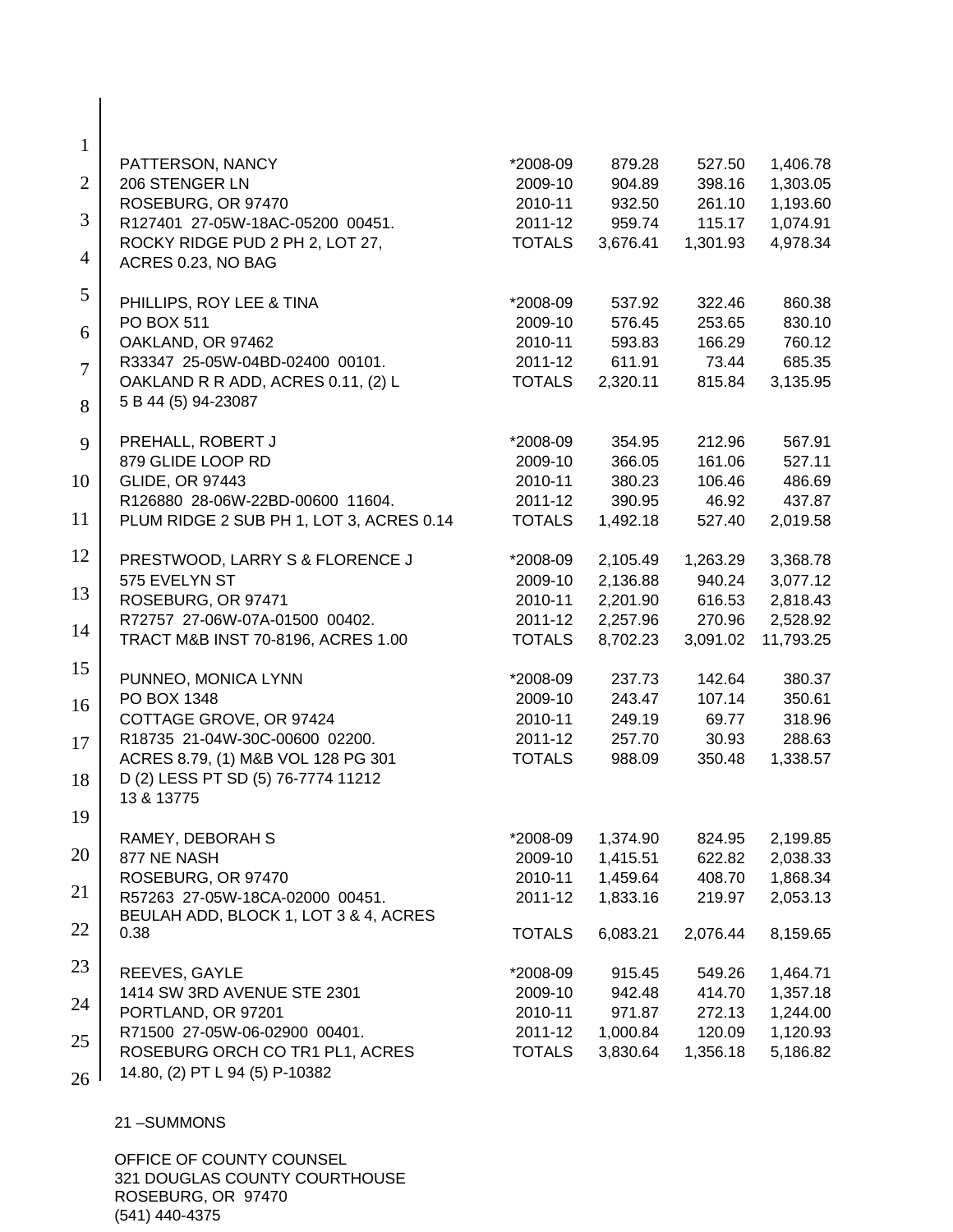| | | | | |
|---|---|---|---|---|
| PATTERSON, NANCY | *2008-09 | 879.28 | 527.50 | 1,406.78 |
| 206 STENGER LN | 2009-10 | 904.89 | 398.16 | 1,303.05 |
| ROSEBURG, OR 97470 | 2010-11 | 932.50 | 261.10 | 1,193.60 |
| R127401 27-05W-18AC-05200 00451. | 2011-12 | 959.74 | 115.17 | 1,074.91 |
| ROCKY RIDGE PUD 2 PH 2, LOT 27, ACRES 0.23, NO BAG | TOTALS | 3,676.41 | 1,301.93 | 4,978.34 |
| | | | | |
| PHILLIPS, ROY LEE & TINA | *2008-09 | 537.92 | 322.46 | 860.38 |
| PO BOX 511 | 2009-10 | 576.45 | 253.65 | 830.10 |
| OAKLAND, OR 97462 | 2010-11 | 593.83 | 166.29 | 760.12 |
| R33347 25-05W-04BD-02400 00101. | 2011-12 | 611.91 | 73.44 | 685.35 |
| OAKLAND R R ADD, ACRES 0.11, (2) L 5 B 44 (5) 94-23087 | TOTALS | 2,320.11 | 815.84 | 3,135.95 |
| | | | | |
| PREHALL, ROBERT J | *2008-09 | 354.95 | 212.96 | 567.91 |
| 879 GLIDE LOOP RD | 2009-10 | 366.05 | 161.06 | 527.11 |
| GLIDE, OR 97443 | 2010-11 | 380.23 | 106.46 | 486.69 |
| R126880 28-06W-22BD-00600 11604. | 2011-12 | 390.95 | 46.92 | 437.87 |
| PLUM RIDGE 2 SUB PH 1, LOT 3, ACRES 0.14 | TOTALS | 1,492.18 | 527.40 | 2,019.58 |
| | | | | |
| PRESTWOOD, LARRY S & FLORENCE J | *2008-09 | 2,105.49 | 1,263.29 | 3,368.78 |
| 575 EVELYN ST | 2009-10 | 2,136.88 | 940.24 | 3,077.12 |
| ROSEBURG, OR 97471 | 2010-11 | 2,201.90 | 616.53 | 2,818.43 |
| R72757 27-06W-07A-01500 00402. | 2011-12 | 2,257.96 | 270.96 | 2,528.92 |
| TRACT M&B INST 70-8196, ACRES 1.00 | TOTALS | 8,702.23 | 3,091.02 | 11,793.25 |
| | | | | |
| PUNNEO, MONICA LYNN | *2008-09 | 237.73 | 142.64 | 380.37 |
| PO BOX 1348 | 2009-10 | 243.47 | 107.14 | 350.61 |
| COTTAGE GROVE, OR 97424 | 2010-11 | 249.19 | 69.77 | 318.96 |
| R18735 21-04W-30C-00600 02200. | 2011-12 | 257.70 | 30.93 | 288.63 |
| ACRES 8.79, (1) M&B VOL 128 PG 301 D (2) LESS PT SD (5) 76-7774 11212 13 & 13775 | TOTALS | 988.09 | 350.48 | 1,338.57 |
| | | | | |
| RAMEY, DEBORAH S | *2008-09 | 1,374.90 | 824.95 | 2,199.85 |
| 877 NE NASH | 2009-10 | 1,415.51 | 622.82 | 2,038.33 |
| ROSEBURG, OR 97470 | 2010-11 | 1,459.64 | 408.70 | 1,868.34 |
| R57263 27-05W-18CA-02000 00451. | 2011-12 | 1,833.16 | 219.97 | 2,053.13 |
| BEULAH ADD, BLOCK 1, LOT 3 & 4, ACRES 0.38 | TOTALS | 6,083.21 | 2,076.44 | 8,159.65 |
| | | | | |
| REEVES, GAYLE | *2008-09 | 915.45 | 549.26 | 1,464.71 |
| 1414 SW 3RD AVENUE STE 2301 | 2009-10 | 942.48 | 414.70 | 1,357.18 |
| PORTLAND, OR 97201 | 2010-11 | 971.87 | 272.13 | 1,244.00 |
| R71500 27-05W-06-02900 00401. | 2011-12 | 1,000.84 | 120.09 | 1,120.93 |
| ROSEBURG ORCH CO TR1 PL1, ACRES 14.80, (2) PT L 94 (5) P-10382 | TOTALS | 3,830.64 | 1,356.18 | 5,186.82 |

21 –SUMMONS

OFFICE OF COUNTY COUNSEL
321 DOUGLAS COUNTY COURTHOUSE
ROSEBURG, OR 97470
(541) 440-4375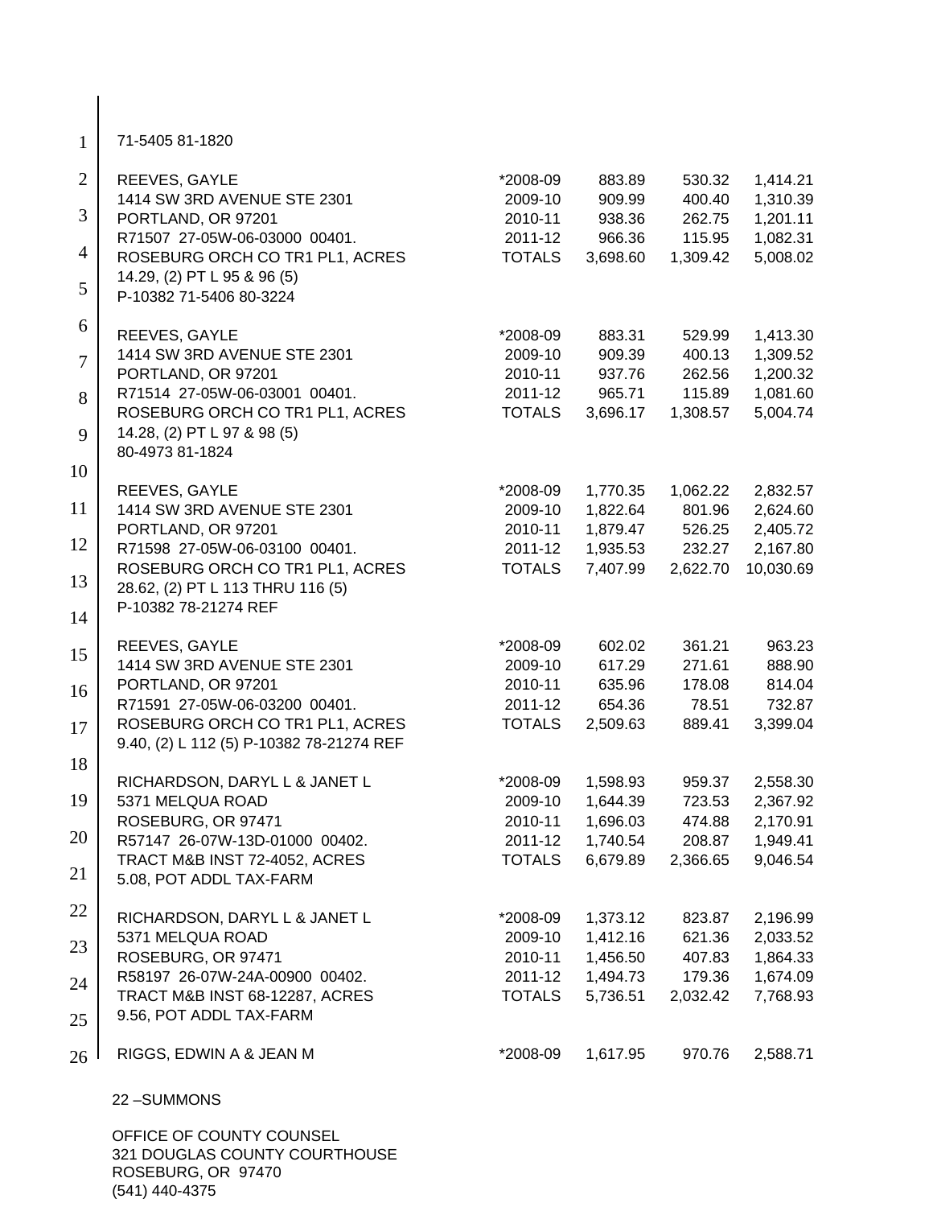71-5405 81-1820

| | | | | |
|---|---|---|---|---|
| REEVES, GAYLE | *2008-09 | 883.89 | 530.32 | 1,414.21 |
| 1414 SW 3RD AVENUE STE 2301 | 2009-10 | 909.99 | 400.40 | 1,310.39 |
| PORTLAND, OR 97201 | 2010-11 | 938.36 | 262.75 | 1,201.11 |
| R71507 27-05W-06-03000 00401. | 2011-12 | 966.36 | 115.95 | 1,082.31 |
| ROSEBURG ORCH CO TR1 PL1, ACRES | TOTALS | 3,698.60 | 1,309.42 | 5,008.02 |
| 14.29, (2) PT L 95 & 96 (5) | | | | |
| P-10382 71-5406 80-3224 | | | | |
| REEVES, GAYLE | *2008-09 | 883.31 | 529.99 | 1,413.30 |
| 1414 SW 3RD AVENUE STE 2301 | 2009-10 | 909.39 | 400.13 | 1,309.52 |
| PORTLAND, OR 97201 | 2010-11 | 937.76 | 262.56 | 1,200.32 |
| R71514 27-05W-06-03001 00401. | 2011-12 | 965.71 | 115.89 | 1,081.60 |
| ROSEBURG ORCH CO TR1 PL1, ACRES | TOTALS | 3,696.17 | 1,308.57 | 5,004.74 |
| 14.28, (2) PT L 97 & 98 (5) | | | | |
| 80-4973 81-1824 | | | | |
| REEVES, GAYLE | *2008-09 | 1,770.35 | 1,062.22 | 2,832.57 |
| 1414 SW 3RD AVENUE STE 2301 | 2009-10 | 1,822.64 | 801.96 | 2,624.60 |
| PORTLAND, OR 97201 | 2010-11 | 1,879.47 | 526.25 | 2,405.72 |
| R71598 27-05W-06-03100 00401. | 2011-12 | 1,935.53 | 232.27 | 2,167.80 |
| ROSEBURG ORCH CO TR1 PL1, ACRES | TOTALS | 7,407.99 | 2,622.70 | 10,030.69 |
| 28.62, (2) PT L 113 THRU 116 (5) | | | | |
| P-10382 78-21274 REF | | | | |
| REEVES, GAYLE | *2008-09 | 602.02 | 361.21 | 963.23 |
| 1414 SW 3RD AVENUE STE 2301 | 2009-10 | 617.29 | 271.61 | 888.90 |
| PORTLAND, OR 97201 | 2010-11 | 635.96 | 178.08 | 814.04 |
| R71591 27-05W-06-03200 00401. | 2011-12 | 654.36 | 78.51 | 732.87 |
| ROSEBURG ORCH CO TR1 PL1, ACRES | TOTALS | 2,509.63 | 889.41 | 3,399.04 |
| 9.40, (2) L 112 (5) P-10382 78-21274 REF | | | | |
| RICHARDSON, DARYL L & JANET L | *2008-09 | 1,598.93 | 959.37 | 2,558.30 |
| 5371 MELQUA ROAD | 2009-10 | 1,644.39 | 723.53 | 2,367.92 |
| ROSEBURG, OR 97471 | 2010-11 | 1,696.03 | 474.88 | 2,170.91 |
| R57147 26-07W-13D-01000 00402. | 2011-12 | 1,740.54 | 208.87 | 1,949.41 |
| TRACT M&B INST 72-4052, ACRES | TOTALS | 6,679.89 | 2,366.65 | 9,046.54 |
| 5.08, POT ADDL TAX-FARM | | | | |
| RICHARDSON, DARYL L & JANET L | *2008-09 | 1,373.12 | 823.87 | 2,196.99 |
| 5371 MELQUA ROAD | 2009-10 | 1,412.16 | 621.36 | 2,033.52 |
| ROSEBURG, OR 97471 | 2010-11 | 1,456.50 | 407.83 | 1,864.33 |
| R58197 26-07W-24A-00900 00402. | 2011-12 | 1,494.73 | 179.36 | 1,674.09 |
| TRACT M&B INST 68-12287, ACRES | TOTALS | 5,736.51 | 2,032.42 | 7,768.93 |
| 9.56, POT ADDL TAX-FARM | | | | |
| RIGGS, EDWIN A & JEAN M | *2008-09 | 1,617.95 | 970.76 | 2,588.71 |

22 –SUMMONS

OFFICE OF COUNTY COUNSEL
321 DOUGLAS COUNTY COURTHOUSE
ROSEBURG, OR 97470
(541) 440-4375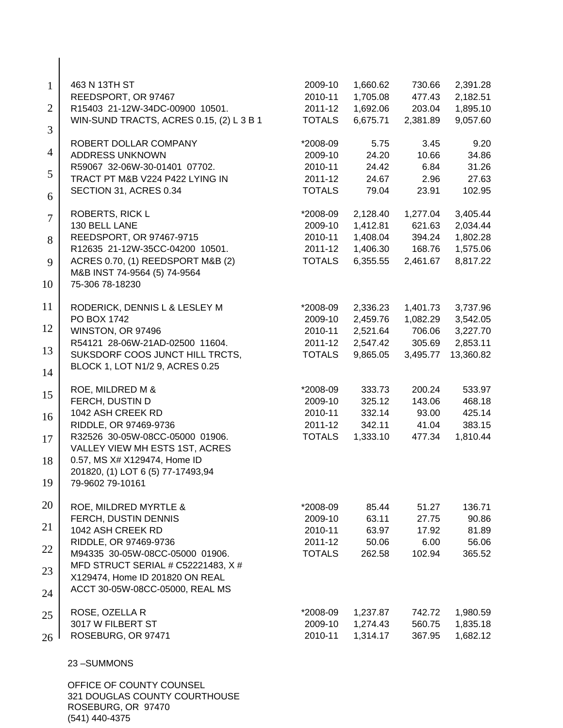| | | | | |
|---|---|---|---|---|
| 463 N 13TH ST | 2009-10 | 1,660.62 | 730.66 | 2,391.28 |
| REEDSPORT, OR 97467 | 2010-11 | 1,705.08 | 477.43 | 2,182.51 |
| R15403 21-12W-34DC-00900 10501. | 2011-12 | 1,692.06 | 203.04 | 1,895.10 |
| WIN-SUND TRACTS, ACRES 0.15, (2) L 3 B 1 | TOTALS | 6,675.71 | 2,381.89 | 9,057.60 |
| | | | | |
| ROBERT DOLLAR COMPANY | *2008-09 | 5.75 | 3.45 | 9.20 |
| ADDRESS UNKNOWN | 2009-10 | 24.20 | 10.66 | 34.86 |
| R59067 32-06W-30-01401 07702. | 2010-11 | 24.42 | 6.84 | 31.26 |
| TRACT PT M&B V224 P422 LYING IN | 2011-12 | 24.67 | 2.96 | 27.63 |
| SECTION 31, ACRES 0.34 | TOTALS | 79.04 | 23.91 | 102.95 |
| | | | | |
| ROBERTS, RICK L | *2008-09 | 2,128.40 | 1,277.04 | 3,405.44 |
| 130 BELL LANE | 2009-10 | 1,412.81 | 621.63 | 2,034.44 |
| REEDSPORT, OR 97467-9715 | 2010-11 | 1,408.04 | 394.24 | 1,802.28 |
| R12635 21-12W-35CC-04200 10501. | 2011-12 | 1,406.30 | 168.76 | 1,575.06 |
| ACRES 0.70, (1) REEDSPORT M&B (2) | TOTALS | 6,355.55 | 2,461.67 | 8,817.22 |
| M&B INST 74-9564 (5) 74-9564 | | | | |
| 75-306 78-18230 | | | | |
| | | | | |
| RODERICK, DENNIS L & LESLEY M | *2008-09 | 2,336.23 | 1,401.73 | 3,737.96 |
| PO BOX 1742 | 2009-10 | 2,459.76 | 1,082.29 | 3,542.05 |
| WINSTON, OR 97496 | 2010-11 | 2,521.64 | 706.06 | 3,227.70 |
| R54121 28-06W-21AD-02500 11604. | 2011-12 | 2,547.42 | 305.69 | 2,853.11 |
| SUKSDORF COOS JUNCT HILL TRCTS, | TOTALS | 9,865.05 | 3,495.77 | 13,360.82 |
| BLOCK 1, LOT N1/2 9, ACRES 0.25 | | | | |
| | | | | |
| ROE, MILDRED M & | *2008-09 | 333.73 | 200.24 | 533.97 |
| FERCH, DUSTIN D | 2009-10 | 325.12 | 143.06 | 468.18 |
| 1042 ASH CREEK RD | 2010-11 | 332.14 | 93.00 | 425.14 |
| RIDDLE, OR 97469-9736 | 2011-12 | 342.11 | 41.04 | 383.15 |
| R32526 30-05W-08CC-05000 01906. | TOTALS | 1,333.10 | 477.34 | 1,810.44 |
| VALLEY VIEW MH ESTS 1ST, ACRES | | | | |
| 0.57, MS X# X129474, Home ID | | | | |
| 201820, (1) LOT 6 (5) 77-17493,94 | | | | |
| 79-9602 79-10161 | | | | |
| | | | | |
| ROE, MILDRED MYRTLE & | *2008-09 | 85.44 | 51.27 | 136.71 |
| FERCH, DUSTIN DENNIS | 2009-10 | 63.11 | 27.75 | 90.86 |
| 1042 ASH CREEK RD | 2010-11 | 63.97 | 17.92 | 81.89 |
| RIDDLE, OR 97469-9736 | 2011-12 | 50.06 | 6.00 | 56.06 |
| M94335 30-05W-08CC-05000 01906. | TOTALS | 262.58 | 102.94 | 365.52 |
| MFD STRUCT SERIAL # C52221483, X # | | | | |
| X129474, Home ID 201820 ON REAL | | | | |
| ACCT 30-05W-08CC-05000, REAL MS | | | | |
| | | | | |
| ROSE, OZELLA R | *2008-09 | 1,237.87 | 742.72 | 1,980.59 |
| 3017 W FILBERT ST | 2009-10 | 1,274.43 | 560.75 | 1,835.18 |
| ROSEBURG, OR 97471 | 2010-11 | 1,314.17 | 367.95 | 1,682.12 |

23 –SUMMONS

OFFICE OF COUNTY COUNSEL
321 DOUGLAS COUNTY COURTHOUSE
ROSEBURG, OR 97470
(541) 440-4375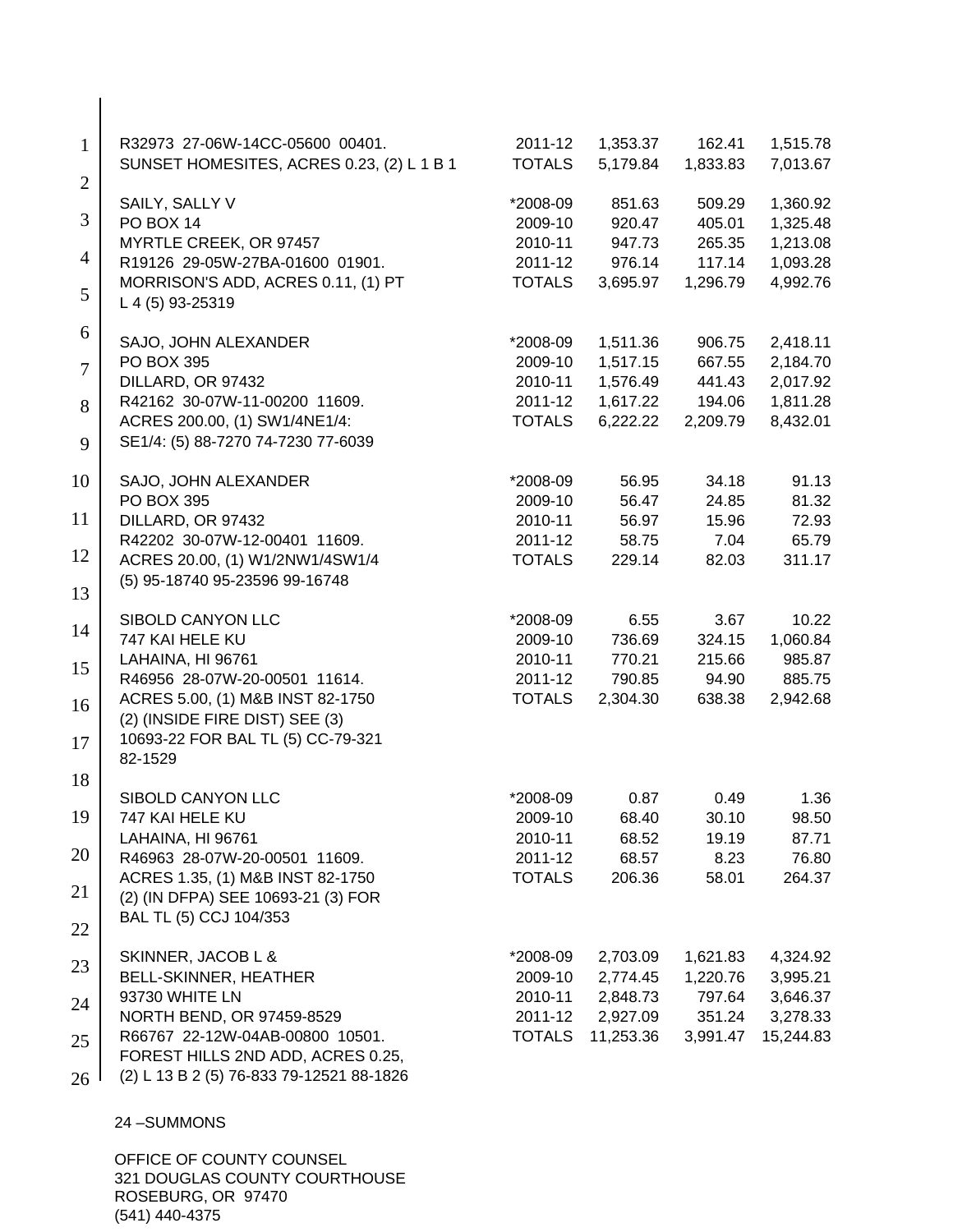| | Year | | | |
|---|---|---|---|---|
| R32973 27-06W-14CC-05600 00401. | 2011-12 | 1,353.37 | 162.41 | 1,515.78 |
| SUNSET HOMESITES, ACRES 0.23, (2) L 1 B 1 | TOTALS | 5,179.84 | 1,833.83 | 7,013.67 |
| | | | | |
| SAILY, SALLY V | *2008-09 | 851.63 | 509.29 | 1,360.92 |
| PO BOX 14 | 2009-10 | 920.47 | 405.01 | 1,325.48 |
| MYRTLE CREEK, OR 97457 | 2010-11 | 947.73 | 265.35 | 1,213.08 |
| R19126 29-05W-27BA-01600 01901. | 2011-12 | 976.14 | 117.14 | 1,093.28 |
| MORRISON'S ADD, ACRES 0.11, (1) PT | TOTALS | 3,695.97 | 1,296.79 | 4,992.76 |
| L 4 (5) 93-25319 | | | | |
| | | | | |
| SAJO, JOHN ALEXANDER | *2008-09 | 1,511.36 | 906.75 | 2,418.11 |
| PO BOX 395 | 2009-10 | 1,517.15 | 667.55 | 2,184.70 |
| DILLARD, OR 97432 | 2010-11 | 1,576.49 | 441.43 | 2,017.92 |
| R42162 30-07W-11-00200 11609. | 2011-12 | 1,617.22 | 194.06 | 1,811.28 |
| ACRES 200.00, (1) SW1/4NE1/4: | TOTALS | 6,222.22 | 2,209.79 | 8,432.01 |
| SE1/4: (5) 88-7270 74-7230 77-6039 | | | | |
| | | | | |
| SAJO, JOHN ALEXANDER | *2008-09 | 56.95 | 34.18 | 91.13 |
| PO BOX 395 | 2009-10 | 56.47 | 24.85 | 81.32 |
| DILLARD, OR 97432 | 2010-11 | 56.97 | 15.96 | 72.93 |
| R42202 30-07W-12-00401 11609. | 2011-12 | 58.75 | 7.04 | 65.79 |
| ACRES 20.00, (1) W1/2NW1/4SW1/4 | TOTALS | 229.14 | 82.03 | 311.17 |
| (5) 95-18740 95-23596 99-16748 | | | | |
| | | | | |
| SIBOLD CANYON LLC | *2008-09 | 6.55 | 3.67 | 10.22 |
| 747 KAI HELE KU | 2009-10 | 736.69 | 324.15 | 1,060.84 |
| LAHAINA, HI 96761 | 2010-11 | 770.21 | 215.66 | 985.87 |
| R46956 28-07W-20-00501 11614. | 2011-12 | 790.85 | 94.90 | 885.75 |
| ACRES 5.00, (1) M&B INST 82-1750 | TOTALS | 2,304.30 | 638.38 | 2,942.68 |
| (2) (INSIDE FIRE DIST) SEE (3) | | | | |
| 10693-22 FOR BAL TL (5) CC-79-321 | | | | |
| 82-1529 | | | | |
| | | | | |
| SIBOLD CANYON LLC | *2008-09 | 0.87 | 0.49 | 1.36 |
| 747 KAI HELE KU | 2009-10 | 68.40 | 30.10 | 98.50 |
| LAHAINA, HI 96761 | 2010-11 | 68.52 | 19.19 | 87.71 |
| R46963 28-07W-20-00501 11609. | 2011-12 | 68.57 | 8.23 | 76.80 |
| ACRES 1.35, (1) M&B INST 82-1750 | TOTALS | 206.36 | 58.01 | 264.37 |
| (2) (IN DFPA) SEE 10693-21 (3) FOR | | | | |
| BAL TL (5) CCJ 104/353 | | | | |
| | | | | |
| SKINNER, JACOB L & | *2008-09 | 2,703.09 | 1,621.83 | 4,324.92 |
| BELL-SKINNER, HEATHER | 2009-10 | 2,774.45 | 1,220.76 | 3,995.21 |
| 93730 WHITE LN | 2010-11 | 2,848.73 | 797.64 | 3,646.37 |
| NORTH BEND, OR 97459-8529 | 2011-12 | 2,927.09 | 351.24 | 3,278.33 |
| R66767 22-12W-04AB-00800 10501. | TOTALS | 11,253.36 | 3,991.47 | 15,244.83 |
| FOREST HILLS 2ND ADD, ACRES 0.25, | | | | |
| (2) L 13 B 2 (5) 76-833 79-12521 88-1826 | | | | |

24 –SUMMONS

OFFICE OF COUNTY COUNSEL
321 DOUGLAS COUNTY COURTHOUSE
ROSEBURG, OR 97470
(541) 440-4375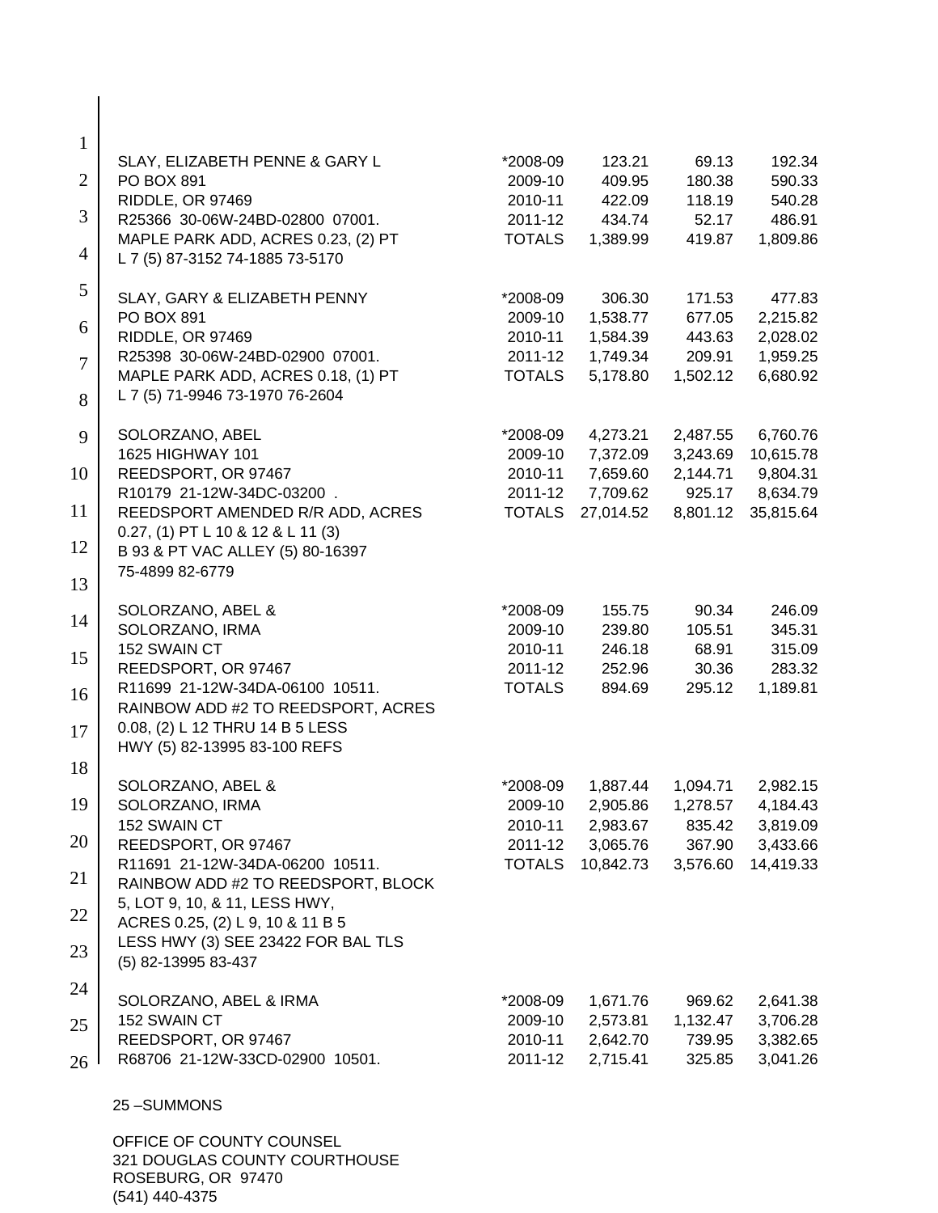SLAY, ELIZABETH PENNE & GARY L
PO BOX 891
RIDDLE, OR 97469
R25366 30-06W-24BD-02800 07001.
MAPLE PARK ADD, ACRES 0.23, (2) PT
L 7 (5) 87-3152 74-1885 73-5170

| Year | | | |
|---|---|---|---|
| *2008-09 | 123.21 | 69.13 | 192.34 |
| 2009-10 | 409.95 | 180.38 | 590.33 |
| 2010-11 | 422.09 | 118.19 | 540.28 |
| 2011-12 | 434.74 | 52.17 | 486.91 |
| TOTALS | 1,389.99 | 419.87 | 1,809.86 |

SLAY, GARY & ELIZABETH PENNY
PO BOX 891
RIDDLE, OR 97469
R25398 30-06W-24BD-02900 07001.
MAPLE PARK ADD, ACRES 0.18, (1) PT
L 7 (5) 71-9946 73-1970 76-2604

| Year | | | |
|---|---|---|---|
| *2008-09 | 306.30 | 171.53 | 477.83 |
| 2009-10 | 1,538.77 | 677.05 | 2,215.82 |
| 2010-11 | 1,584.39 | 443.63 | 2,028.02 |
| 2011-12 | 1,749.34 | 209.91 | 1,959.25 |
| TOTALS | 5,178.80 | 1,502.12 | 6,680.92 |

SOLORZANO, ABEL
1625 HIGHWAY 101
REEDSPORT, OR 97467
R10179 21-12W-34DC-03200 .
REEDSPORT AMENDED R/R ADD, ACRES
0.27, (1) PT L 10 & 12 & L 11 (3)
B 93 & PT VAC ALLEY (5) 80-16397
75-4899 82-6779

| Year | | | |
|---|---|---|---|
| *2008-09 | 4,273.21 | 2,487.55 | 6,760.76 |
| 2009-10 | 7,372.09 | 3,243.69 | 10,615.78 |
| 2010-11 | 7,659.60 | 2,144.71 | 9,804.31 |
| 2011-12 | 7,709.62 | 925.17 | 8,634.79 |
| TOTALS | 27,014.52 | 8,801.12 | 35,815.64 |

SOLORZANO, ABEL &
SOLORZANO, IRMA
152 SWAIN CT
REEDSPORT, OR 97467
R11699 21-12W-34DA-06100 10511.
RAINBOW ADD #2 TO REEDSPORT, ACRES
0.08, (2) L 12 THRU 14 B 5 LESS
HWY (5) 82-13995 83-100 REFS

| Year | | | |
|---|---|---|---|
| *2008-09 | 155.75 | 90.34 | 246.09 |
| 2009-10 | 239.80 | 105.51 | 345.31 |
| 2010-11 | 246.18 | 68.91 | 315.09 |
| 2011-12 | 252.96 | 30.36 | 283.32 |
| TOTALS | 894.69 | 295.12 | 1,189.81 |

SOLORZANO, ABEL &
SOLORZANO, IRMA
152 SWAIN CT
REEDSPORT, OR 97467
R11691 21-12W-34DA-06200 10511.
RAINBOW ADD #2 TO REEDSPORT, BLOCK
5, LOT 9, 10, & 11, LESS HWY,
ACRES 0.25, (2) L 9, 10 & 11 B 5
LESS HWY (3) SEE 23422 FOR BAL TLS
(5) 82-13995 83-437

| Year | | | |
|---|---|---|---|
| *2008-09 | 1,887.44 | 1,094.71 | 2,982.15 |
| 2009-10 | 2,905.86 | 1,278.57 | 4,184.43 |
| 2010-11 | 2,983.67 | 835.42 | 3,819.09 |
| 2011-12 | 3,065.76 | 367.90 | 3,433.66 |
| TOTALS | 10,842.73 | 3,576.60 | 14,419.33 |

SOLORZANO, ABEL & IRMA
152 SWAIN CT
REEDSPORT, OR 97467
R68706 21-12W-33CD-02900 10501.

| Year | | | |
|---|---|---|---|
| *2008-09 | 1,671.76 | 969.62 | 2,641.38 |
| 2009-10 | 2,573.81 | 1,132.47 | 3,706.28 |
| 2010-11 | 2,642.70 | 739.95 | 3,382.65 |
| 2011-12 | 2,715.41 | 325.85 | 3,041.26 |

25 –SUMMONS

OFFICE OF COUNTY COUNSEL
321 DOUGLAS COUNTY COURTHOUSE
ROSEBURG, OR 97470
(541) 440-4375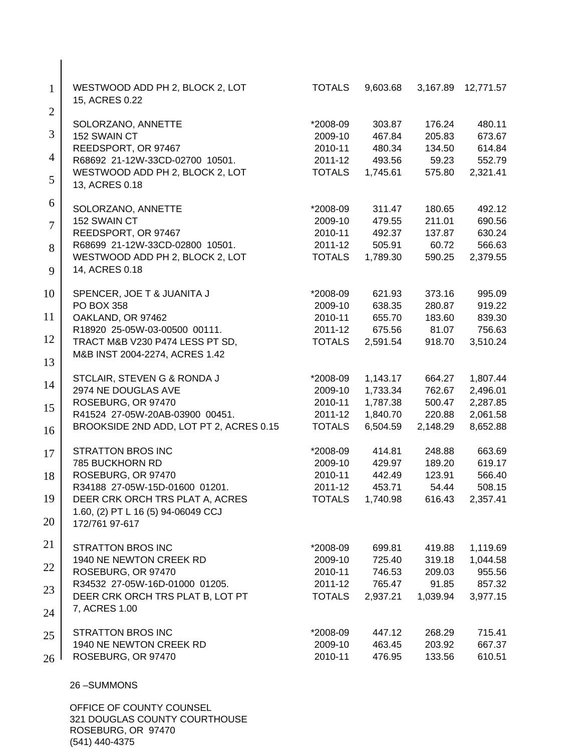| | | | | |
|---|---|---|---|---|
| WESTWOOD ADD PH 2, BLOCK 2, LOT 15, ACRES 0.22 | TOTALS | 9,603.68 | 3,167.89 | 12,771.57 |
| | | | | |
| SOLORZANO, ANNETTE | *2008-09 | 303.87 | 176.24 | 480.11 |
| 152 SWAIN CT | 2009-10 | 467.84 | 205.83 | 673.67 |
| REEDSPORT, OR 97467 | 2010-11 | 480.34 | 134.50 | 614.84 |
| R68692 21-12W-33CD-02700 10501. | 2011-12 | 493.56 | 59.23 | 552.79 |
| WESTWOOD ADD PH 2, BLOCK 2, LOT 13, ACRES 0.18 | TOTALS | 1,745.61 | 575.80 | 2,321.41 |
| | | | | |
| SOLORZANO, ANNETTE | *2008-09 | 311.47 | 180.65 | 492.12 |
| 152 SWAIN CT | 2009-10 | 479.55 | 211.01 | 690.56 |
| REEDSPORT, OR 97467 | 2010-11 | 492.37 | 137.87 | 630.24 |
| R68699 21-12W-33CD-02800 10501. | 2011-12 | 505.91 | 60.72 | 566.63 |
| WESTWOOD ADD PH 2, BLOCK 2, LOT 14, ACRES 0.18 | TOTALS | 1,789.30 | 590.25 | 2,379.55 |
| | | | | |
| SPENCER, JOE T & JUANITA J | *2008-09 | 621.93 | 373.16 | 995.09 |
| PO BOX 358 | 2009-10 | 638.35 | 280.87 | 919.22 |
| OAKLAND, OR 97462 | 2010-11 | 655.70 | 183.60 | 839.30 |
| R18920 25-05W-03-00500 00111. | 2011-12 | 675.56 | 81.07 | 756.63 |
| TRACT M&B V230 P474 LESS PT SD, M&B INST 2004-2274, ACRES 1.42 | TOTALS | 2,591.54 | 918.70 | 3,510.24 |
| | | | | |
| STCLAIR, STEVEN G & RONDA J | *2008-09 | 1,143.17 | 664.27 | 1,807.44 |
| 2974 NE DOUGLAS AVE | 2009-10 | 1,733.34 | 762.67 | 2,496.01 |
| ROSEBURG, OR 97470 | 2010-11 | 1,787.38 | 500.47 | 2,287.85 |
| R41524 27-05W-20AB-03900 00451. | 2011-12 | 1,840.70 | 220.88 | 2,061.58 |
| BROOKSIDE 2ND ADD, LOT PT 2, ACRES 0.15 | TOTALS | 6,504.59 | 2,148.29 | 8,652.88 |
| | | | | |
| STRATTON BROS INC | *2008-09 | 414.81 | 248.88 | 663.69 |
| 785 BUCKHORN RD | 2009-10 | 429.97 | 189.20 | 619.17 |
| ROSEBURG, OR 97470 | 2010-11 | 442.49 | 123.91 | 566.40 |
| R34188 27-05W-15D-01600 01201. | 2011-12 | 453.71 | 54.44 | 508.15 |
| DEER CRK ORCH TRS PLAT A, ACRES 1.60, (2) PT L 16 (5) 94-06049 CCJ 172/761 97-617 | TOTALS | 1,740.98 | 616.43 | 2,357.41 |
| | | | | |
| STRATTON BROS INC | *2008-09 | 699.81 | 419.88 | 1,119.69 |
| 1940 NE NEWTON CREEK RD | 2009-10 | 725.40 | 319.18 | 1,044.58 |
| ROSEBURG, OR 97470 | 2010-11 | 746.53 | 209.03 | 955.56 |
| R34532 27-05W-16D-01000 01205. | 2011-12 | 765.47 | 91.85 | 857.32 |
| DEER CRK ORCH TRS PLAT B, LOT PT 7, ACRES 1.00 | TOTALS | 2,937.21 | 1,039.94 | 3,977.15 |
| | | | | |
| STRATTON BROS INC | *2008-09 | 447.12 | 268.29 | 715.41 |
| 1940 NE NEWTON CREEK RD | 2009-10 | 463.45 | 203.92 | 667.37 |
| ROSEBURG, OR 97470 | 2010-11 | 476.95 | 133.56 | 610.51 |

26 –SUMMONS

OFFICE OF COUNTY COUNSEL
321 DOUGLAS COUNTY COURTHOUSE
ROSEBURG, OR 97470
(541) 440-4375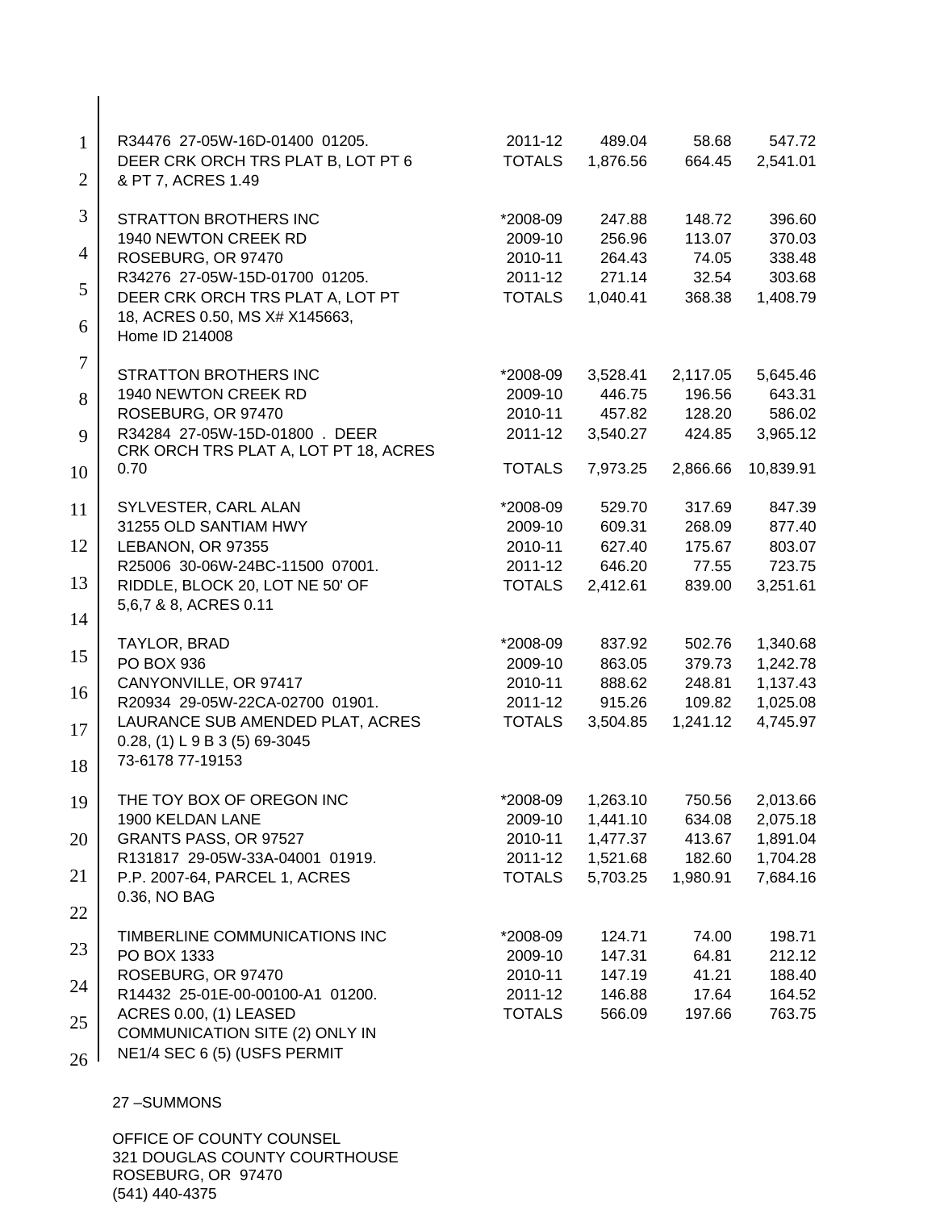| | | | | |
|---|---|---|---|---|
| R34476 27-05W-16D-01400 01205. | 2011-12 | 489.04 | 58.68 | 547.72 |
| DEER CRK ORCH TRS PLAT B, LOT PT 6 & PT 7, ACRES 1.49 | TOTALS | 1,876.56 | 664.45 | 2,541.01 |
| | | | | |
| STRATTON BROTHERS INC | *2008-09 | 247.88 | 148.72 | 396.60 |
| 1940 NEWTON CREEK RD | 2009-10 | 256.96 | 113.07 | 370.03 |
| ROSEBURG, OR 97470 | 2010-11 | 264.43 | 74.05 | 338.48 |
| R34276 27-05W-15D-01700 01205. | 2011-12 | 271.14 | 32.54 | 303.68 |
| DEER CRK ORCH TRS PLAT A, LOT PT 18, ACRES 0.50, MS X# X145663, Home ID 214008 | TOTALS | 1,040.41 | 368.38 | 1,408.79 |
| | | | | |
| STRATTON BROTHERS INC | *2008-09 | 3,528.41 | 2,117.05 | 5,645.46 |
| 1940 NEWTON CREEK RD | 2009-10 | 446.75 | 196.56 | 643.31 |
| ROSEBURG, OR 97470 | 2010-11 | 457.82 | 128.20 | 586.02 |
| R34284 27-05W-15D-01800 . DEER CRK ORCH TRS PLAT A, LOT PT 18, ACRES | 2011-12 | 3,540.27 | 424.85 | 3,965.12 |
| 0.70 | TOTALS | 7,973.25 | 2,866.66 | 10,839.91 |
| | | | | |
| SYLVESTER, CARL ALAN | *2008-09 | 529.70 | 317.69 | 847.39 |
| 31255 OLD SANTIAM HWY | 2009-10 | 609.31 | 268.09 | 877.40 |
| LEBANON, OR 97355 | 2010-11 | 627.40 | 175.67 | 803.07 |
| R25006 30-06W-24BC-11500 07001. | 2011-12 | 646.20 | 77.55 | 723.75 |
| RIDDLE, BLOCK 20, LOT NE 50' OF 5,6,7 & 8, ACRES 0.11 | TOTALS | 2,412.61 | 839.00 | 3,251.61 |
| | | | | |
| TAYLOR, BRAD | *2008-09 | 837.92 | 502.76 | 1,340.68 |
| PO BOX 936 | 2009-10 | 863.05 | 379.73 | 1,242.78 |
| CANYONVILLE, OR 97417 | 2010-11 | 888.62 | 248.81 | 1,137.43 |
| R20934 29-05W-22CA-02700 01901. | 2011-12 | 915.26 | 109.82 | 1,025.08 |
| LAURANCE SUB AMENDED PLAT, ACRES 0.28, (1) L 9 B 3 (5) 69-3045 73-6178 77-19153 | TOTALS | 3,504.85 | 1,241.12 | 4,745.97 |
| | | | | |
| THE TOY BOX OF OREGON INC | *2008-09 | 1,263.10 | 750.56 | 2,013.66 |
| 1900 KELDAN LANE | 2009-10 | 1,441.10 | 634.08 | 2,075.18 |
| GRANTS PASS, OR 97527 | 2010-11 | 1,477.37 | 413.67 | 1,891.04 |
| R131817 29-05W-33A-04001 01919. | 2011-12 | 1,521.68 | 182.60 | 1,704.28 |
| P.P. 2007-64, PARCEL 1, ACRES 0.36, NO BAG | TOTALS | 5,703.25 | 1,980.91 | 7,684.16 |
| | | | | |
| TIMBERLINE COMMUNICATIONS INC | *2008-09 | 124.71 | 74.00 | 198.71 |
| PO BOX 1333 | 2009-10 | 147.31 | 64.81 | 212.12 |
| ROSEBURG, OR 97470 | 2010-11 | 147.19 | 41.21 | 188.40 |
| R14432 25-01E-00-00100-A1 01200. | 2011-12 | 146.88 | 17.64 | 164.52 |
| ACRES 0.00, (1) LEASED COMMUNICATION SITE (2) ONLY IN NE1/4 SEC 6 (5) (USFS PERMIT | TOTALS | 566.09 | 197.66 | 763.75 |

27 –SUMMONS

OFFICE OF COUNTY COUNSEL
321 DOUGLAS COUNTY COURTHOUSE
ROSEBURG, OR 97470
(541) 440-4375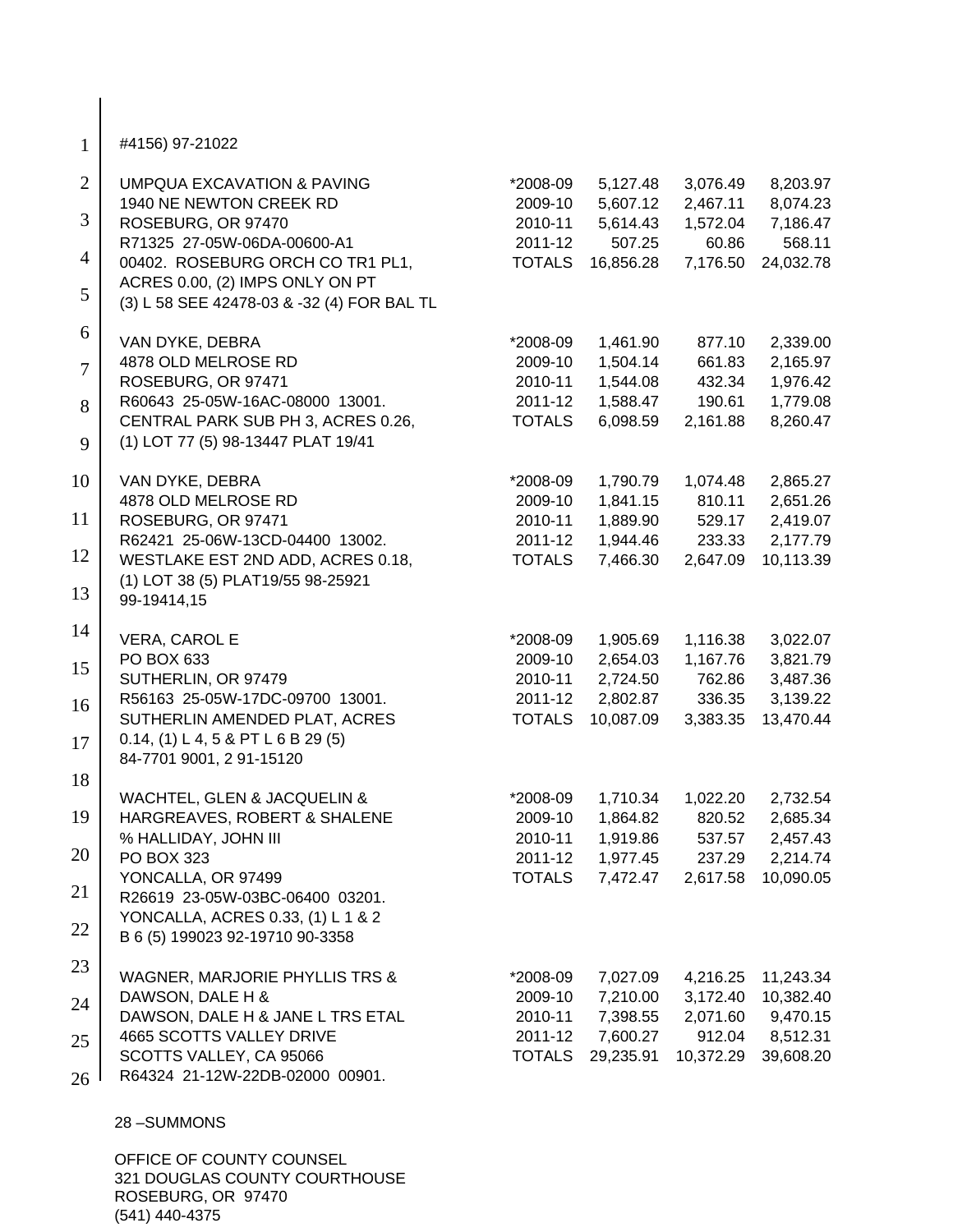#4156) 97-21022

| | | | | |
|---|---|---|---|---|
| UMPQUA EXCAVATION & PAVING<br>1940 NE NEWTON CREEK RD<br>ROSEBURG, OR 97470<br>R71325 27-05W-06DA-00600-A1<br>00402. ROSEBURG ORCH CO TR1 PL1,<br>ACRES 0.00, (2) IMPS ONLY ON PT<br>(3) L 58 SEE 42478-03 & -32 (4) FOR BAL TL | *2008-09<br>2009-10<br>2010-11<br>2011-12<br>TOTALS | 5,127.48<br>5,607.12<br>5,614.43<br>507.25<br>16,856.28 | 3,076.49<br>2,467.11<br>1,572.04<br>60.86<br>7,176.50 | 8,203.97<br>8,074.23<br>7,186.47<br>568.11<br>24,032.78 |
| VAN DYKE, DEBRA<br>4878 OLD MELROSE RD<br>ROSEBURG, OR 97471<br>R60643 25-05W-16AC-08000 13001.<br>CENTRAL PARK SUB PH 3, ACRES 0.26,<br>(1) LOT 77 (5) 98-13447 PLAT 19/41 | *2008-09<br>2009-10<br>2010-11<br>2011-12<br>TOTALS | 1,461.90<br>1,504.14<br>1,544.08<br>1,588.47<br>6,098.59 | 877.10<br>661.83<br>432.34<br>190.61<br>2,161.88 | 2,339.00<br>2,165.97<br>1,976.42<br>1,779.08<br>8,260.47 |
| VAN DYKE, DEBRA<br>4878 OLD MELROSE RD<br>ROSEBURG, OR 97471<br>R62421 25-06W-13CD-04400 13002.<br>WESTLAKE EST 2ND ADD, ACRES 0.18,<br>(1) LOT 38 (5) PLAT19/55 98-25921<br>99-19414,15 | *2008-09<br>2009-10<br>2010-11<br>2011-12<br>TOTALS | 1,790.79<br>1,841.15<br>1,889.90<br>1,944.46<br>7,466.30 | 1,074.48<br>810.11<br>529.17<br>233.33<br>2,647.09 | 2,865.27<br>2,651.26<br>2,419.07<br>2,177.79<br>10,113.39 |
| VERA, CAROL E<br>PO BOX 633<br>SUTHERLIN, OR 97479<br>R56163 25-05W-17DC-09700 13001.<br>SUTHERLIN AMENDED PLAT, ACRES<br>0.14, (1) L 4, 5 & PT L 6 B 29 (5)<br>84-7701 9001, 2 91-15120 | *2008-09<br>2009-10<br>2010-11<br>2011-12<br>TOTALS | 1,905.69<br>2,654.03<br>2,724.50<br>2,802.87<br>10,087.09 | 1,116.38<br>1,167.76<br>762.86<br>336.35<br>3,383.35 | 3,022.07<br>3,821.79<br>3,487.36<br>3,139.22<br>13,470.44 |
| WACHTEL, GLEN & JACQUELIN &<br>HARGREAVES, ROBERT & SHALENE<br>% HALLIDAY, JOHN III<br>PO BOX 323<br>YONCALLA, OR 97499<br>R26619 23-05W-03BC-06400 03201.<br>YONCALLA, ACRES 0.33, (1) L 1 & 2<br>B 6 (5) 199023 92-19710 90-3358 | *2008-09<br>2009-10<br>2010-11<br>2011-12<br>TOTALS | 1,710.34<br>1,864.82<br>1,919.86<br>1,977.45<br>7,472.47 | 1,022.20<br>820.52<br>537.57<br>237.29<br>2,617.58 | 2,732.54<br>2,685.34<br>2,457.43<br>2,214.74<br>10,090.05 |
| WAGNER, MARJORIE PHYLLIS TRS &<br>DAWSON, DALE H &<br>DAWSON, DALE H & JANE L TRS ETAL<br>4665 SCOTTS VALLEY DRIVE<br>SCOTTS VALLEY, CA 95066<br>R64324 21-12W-22DB-02000 00901. | *2008-09<br>2009-10<br>2010-11<br>2011-12<br>TOTALS | 7,027.09<br>7,210.00<br>7,398.55<br>7,600.27<br>29,235.91 | 4,216.25<br>3,172.40<br>2,071.60<br>912.04<br>10,372.29 | 11,243.34<br>10,382.40<br>9,470.15<br>8,512.31<br>39,608.20 |

28 –SUMMONS

OFFICE OF COUNTY COUNSEL
321 DOUGLAS COUNTY COURTHOUSE
ROSEBURG, OR 97470
(541) 440-4375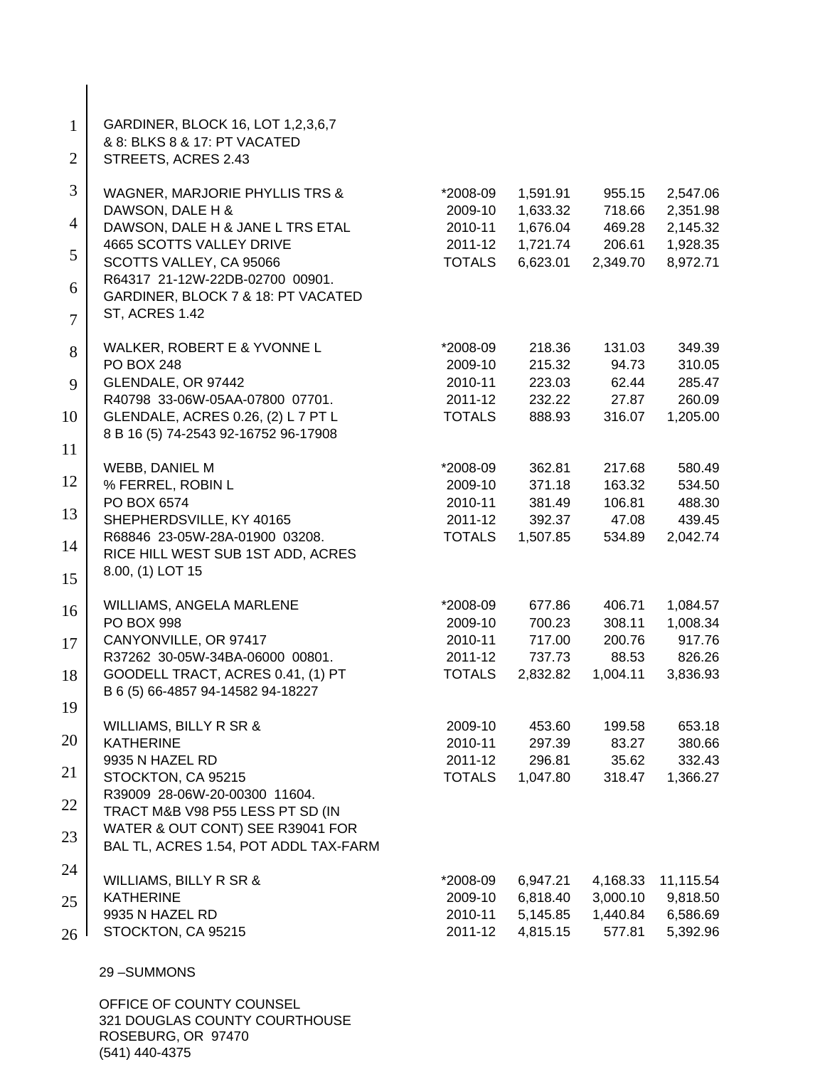GARDINER, BLOCK 16, LOT 1,2,3,6,7
& 8: BLKS 8 & 17: PT VACATED
STREETS, ACRES 2.43

| | | | | |
|---|---|---|---|---|
| WAGNER, MARJORIE PHYLLIS TRS & | *2008-09 | 1,591.91 | 955.15 | 2,547.06 |
| DAWSON, DALE H & | 2009-10 | 1,633.32 | 718.66 | 2,351.98 |
| DAWSON, DALE H & JANE L TRS ETAL | 2010-11 | 1,676.04 | 469.28 | 2,145.32 |
| 4665 SCOTTS VALLEY DRIVE | 2011-12 | 1,721.74 | 206.61 | 1,928.35 |
| SCOTTS VALLEY, CA 95066 | TOTALS | 6,623.01 | 2,349.70 | 8,972.71 |
| R64317 21-12W-22DB-02700 00901. | | | | |
| GARDINER, BLOCK 7 & 18: PT VACATED | | | | |
| ST, ACRES 1.42 | | | | |
| WALKER, ROBERT E & YVONNE L | *2008-09 | 218.36 | 131.03 | 349.39 |
| PO BOX 248 | 2009-10 | 215.32 | 94.73 | 310.05 |
| GLENDALE, OR 97442 | 2010-11 | 223.03 | 62.44 | 285.47 |
| R40798 33-06W-05AA-07800 07701. | 2011-12 | 232.22 | 27.87 | 260.09 |
| GLENDALE, ACRES 0.26, (2) L 7 PT L | TOTALS | 888.93 | 316.07 | 1,205.00 |
| 8 B 16 (5) 74-2543 92-16752 96-17908 | | | | |
| WEBB, DANIEL M | *2008-09 | 362.81 | 217.68 | 580.49 |
| % FERREL, ROBIN L | 2009-10 | 371.18 | 163.32 | 534.50 |
| PO BOX 6574 | 2010-11 | 381.49 | 106.81 | 488.30 |
| SHEPHERDSVILLE, KY 40165 | 2011-12 | 392.37 | 47.08 | 439.45 |
| R68846 23-05W-28A-01900 03208. | TOTALS | 1,507.85 | 534.89 | 2,042.74 |
| RICE HILL WEST SUB 1ST ADD, ACRES | | | | |
| 8.00, (1) LOT 15 | | | | |
| WILLIAMS, ANGELA MARLENE | *2008-09 | 677.86 | 406.71 | 1,084.57 |
| PO BOX 998 | 2009-10 | 700.23 | 308.11 | 1,008.34 |
| CANYONVILLE, OR 97417 | 2010-11 | 717.00 | 200.76 | 917.76 |
| R37262 30-05W-34BA-06000 00801. | 2011-12 | 737.73 | 88.53 | 826.26 |
| GOODELL TRACT, ACRES 0.41, (1) PT | TOTALS | 2,832.82 | 1,004.11 | 3,836.93 |
| B 6 (5) 66-4857 94-14582 94-18227 | | | | |
| WILLIAMS, BILLY R SR & | 2009-10 | 453.60 | 199.58 | 653.18 |
| KATHERINE | 2010-11 | 297.39 | 83.27 | 380.66 |
| 9935 N HAZEL RD | 2011-12 | 296.81 | 35.62 | 332.43 |
| STOCKTON, CA 95215 | TOTALS | 1,047.80 | 318.47 | 1,366.27 |
| R39009 28-06W-20-00300 11604. | | | | |
| TRACT M&B V98 P55 LESS PT SD (IN | | | | |
| WATER & OUT CONT) SEE R39041 FOR | | | | |
| BAL TL, ACRES 1.54, POT ADDL TAX-FARM | | | | |
| WILLIAMS, BILLY R SR & | *2008-09 | 6,947.21 | 4,168.33 | 11,115.54 |
| KATHERINE | 2009-10 | 6,818.40 | 3,000.10 | 9,818.50 |
| 9935 N HAZEL RD | 2010-11 | 5,145.85 | 1,440.84 | 6,586.69 |
| STOCKTON, CA 95215 | 2011-12 | 4,815.15 | 577.81 | 5,392.96 |

29 –SUMMONS

OFFICE OF COUNTY COUNSEL
321 DOUGLAS COUNTY COURTHOUSE
ROSEBURG, OR 97470
(541) 440-4375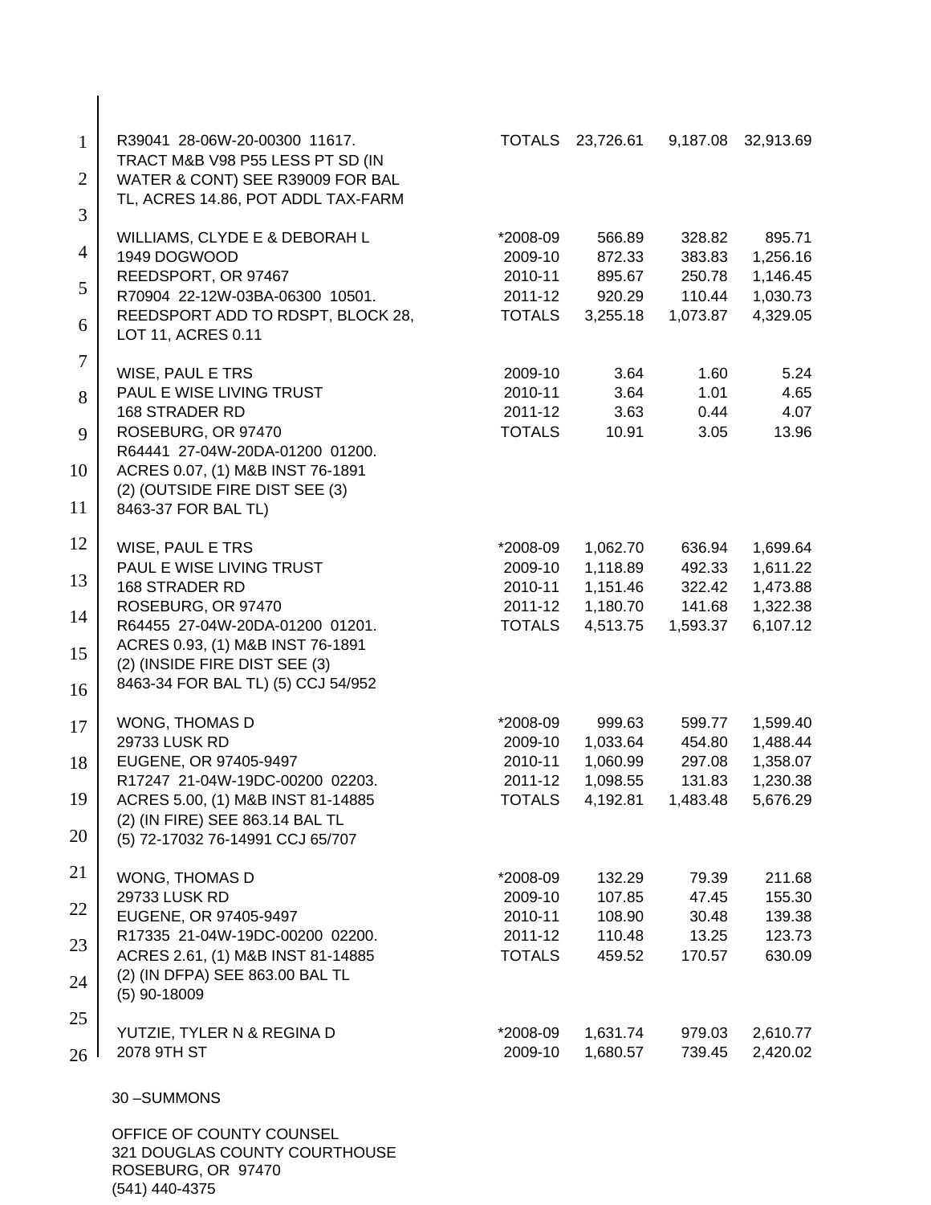R39041 28-06W-20-00300 11617.
TRACT M&B V98 P55 LESS PT SD (IN
WATER & CONT) SEE R39009 FOR BAL
TL, ACRES 14.86, POT ADDL TAX-FARM

| | | | | |
|---|---|---|---|---|
| | TOTALS | 23,726.61 | 9,187.08 | 32,913.69 |

| Property | Year | Tax | Interest | Total |
|---|---|---|---|---|
| WILLIAMS, CLYDE E & DEBORAH L | *2008-09 | 566.89 | 328.82 | 895.71 |
| 1949 DOGWOOD | 2009-10 | 872.33 | 383.83 | 1,256.16 |
| REEDSPORT, OR 97467 | 2010-11 | 895.67 | 250.78 | 1,146.45 |
| R70904 22-12W-03BA-06300 10501. | 2011-12 | 920.29 | 110.44 | 1,030.73 |
| REEDSPORT ADD TO RDSPT, BLOCK 28, | TOTALS | 3,255.18 | 1,073.87 | 4,329.05 |
| LOT 11, ACRES 0.11 | | | | |
| WISE, PAUL E TRS | 2009-10 | 3.64 | 1.60 | 5.24 |
| PAUL E WISE LIVING TRUST | 2010-11 | 3.64 | 1.01 | 4.65 |
| 168 STRADER RD | 2011-12 | 3.63 | 0.44 | 4.07 |
| ROSEBURG, OR 97470 | TOTALS | 10.91 | 3.05 | 13.96 |
| R64441 27-04W-20DA-01200 01200. | | | | |
| ACRES 0.07, (1) M&B INST 76-1891 | | | | |
| (2) (OUTSIDE FIRE DIST SEE (3) | | | | |
| 8463-37 FOR BAL TL) | | | | |
| WISE, PAUL E TRS | *2008-09 | 1,062.70 | 636.94 | 1,699.64 |
| PAUL E WISE LIVING TRUST | 2009-10 | 1,118.89 | 492.33 | 1,611.22 |
| 168 STRADER RD | 2010-11 | 1,151.46 | 322.42 | 1,473.88 |
| ROSEBURG, OR 97470 | 2011-12 | 1,180.70 | 141.68 | 1,322.38 |
| R64455 27-04W-20DA-01200 01201. | TOTALS | 4,513.75 | 1,593.37 | 6,107.12 |
| ACRES 0.93, (1) M&B INST 76-1891 | | | | |
| (2) (INSIDE FIRE DIST SEE (3) | | | | |
| 8463-34 FOR BAL TL) (5) CCJ 54/952 | | | | |
| WONG, THOMAS D | *2008-09 | 999.63 | 599.77 | 1,599.40 |
| 29733 LUSK RD | 2009-10 | 1,033.64 | 454.80 | 1,488.44 |
| EUGENE, OR 97405-9497 | 2010-11 | 1,060.99 | 297.08 | 1,358.07 |
| R17247 21-04W-19DC-00200 02203. | 2011-12 | 1,098.55 | 131.83 | 1,230.38 |
| ACRES 5.00, (1) M&B INST 81-14885 | TOTALS | 4,192.81 | 1,483.48 | 5,676.29 |
| (2) (IN FIRE) SEE 863.14 BAL TL | | | | |
| (5) 72-17032 76-14991 CCJ 65/707 | | | | |
| WONG, THOMAS D | *2008-09 | 132.29 | 79.39 | 211.68 |
| 29733 LUSK RD | 2009-10 | 107.85 | 47.45 | 155.30 |
| EUGENE, OR 97405-9497 | 2010-11 | 108.90 | 30.48 | 139.38 |
| R17335 21-04W-19DC-00200 02200. | 2011-12 | 110.48 | 13.25 | 123.73 |
| ACRES 2.61, (1) M&B INST 81-14885 | TOTALS | 459.52 | 170.57 | 630.09 |
| (2) (IN DFPA) SEE 863.00 BAL TL | | | | |
| (5) 90-18009 | | | | |
| YUTZIE, TYLER N & REGINA D | *2008-09 | 1,631.74 | 979.03 | 2,610.77 |
| 2078 9TH ST | 2009-10 | 1,680.57 | 739.45 | 2,420.02 |

30 –SUMMONS

OFFICE OF COUNTY COUNSEL
321 DOUGLAS COUNTY COURTHOUSE
ROSEBURG, OR 97470
(541) 440-4375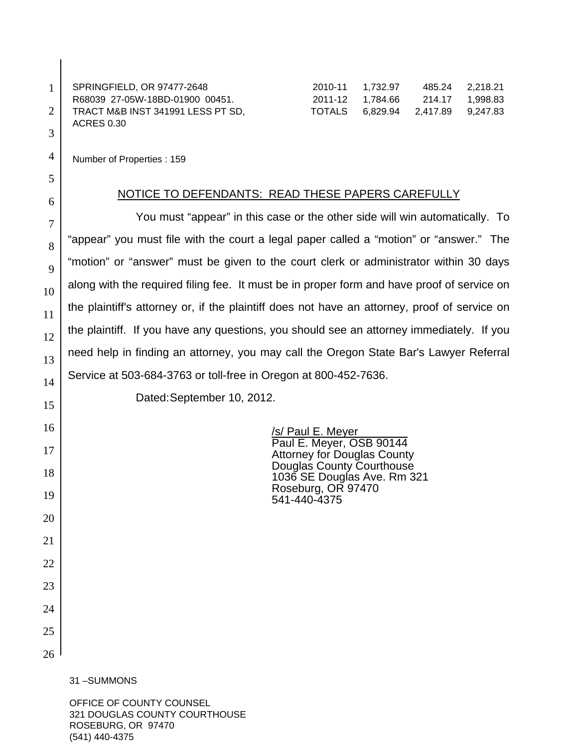| | | | | |
|---|---|---|---|---|
| SPRINGFIELD, OR 97477-2648 | 2010-11 | 1,732.97 | 485.24 | 2,218.21 |
| R68039 27-05W-18BD-01900 00451. | 2011-12 | 1,784.66 | 214.17 | 1,998.83 |
| TRACT M&B INST 341991 LESS PT SD, ACRES 0.30 | TOTALS | 6,829.94 | 2,417.89 | 9,247.83 |

Number of Properties : 159

NOTICE TO DEFENDANTS: READ THESE PAPERS CAREFULLY

You must “appear” in this case or the other side will win automatically. To “appear” you must file with the court a legal paper called a “motion” or “answer.” The “motion” or “answer” must be given to the court clerk or administrator within 30 days along with the required filing fee. It must be in proper form and have proof of service on the plaintiff's attorney or, if the plaintiff does not have an attorney, proof of service on the plaintiff. If you have any questions, you should see an attorney immediately. If you need help in finding an attorney, you may call the Oregon State Bar's Lawyer Referral Service at 503-684-3763 or toll-free in Oregon at 800-452-7636.

Dated: September 10, 2012.

/s/ Paul E. Meyer
Paul E. Meyer, OSB 90144
Attorney for Douglas County
Douglas County Courthouse
1036 SE Douglas Ave. Rm 321
Roseburg, OR 97470
541-440-4375

31 –SUMMONS

OFFICE OF COUNTY COUNSEL
321 DOUGLAS COUNTY COURTHOUSE
ROSEBURG, OR 97470
(541) 440-4375